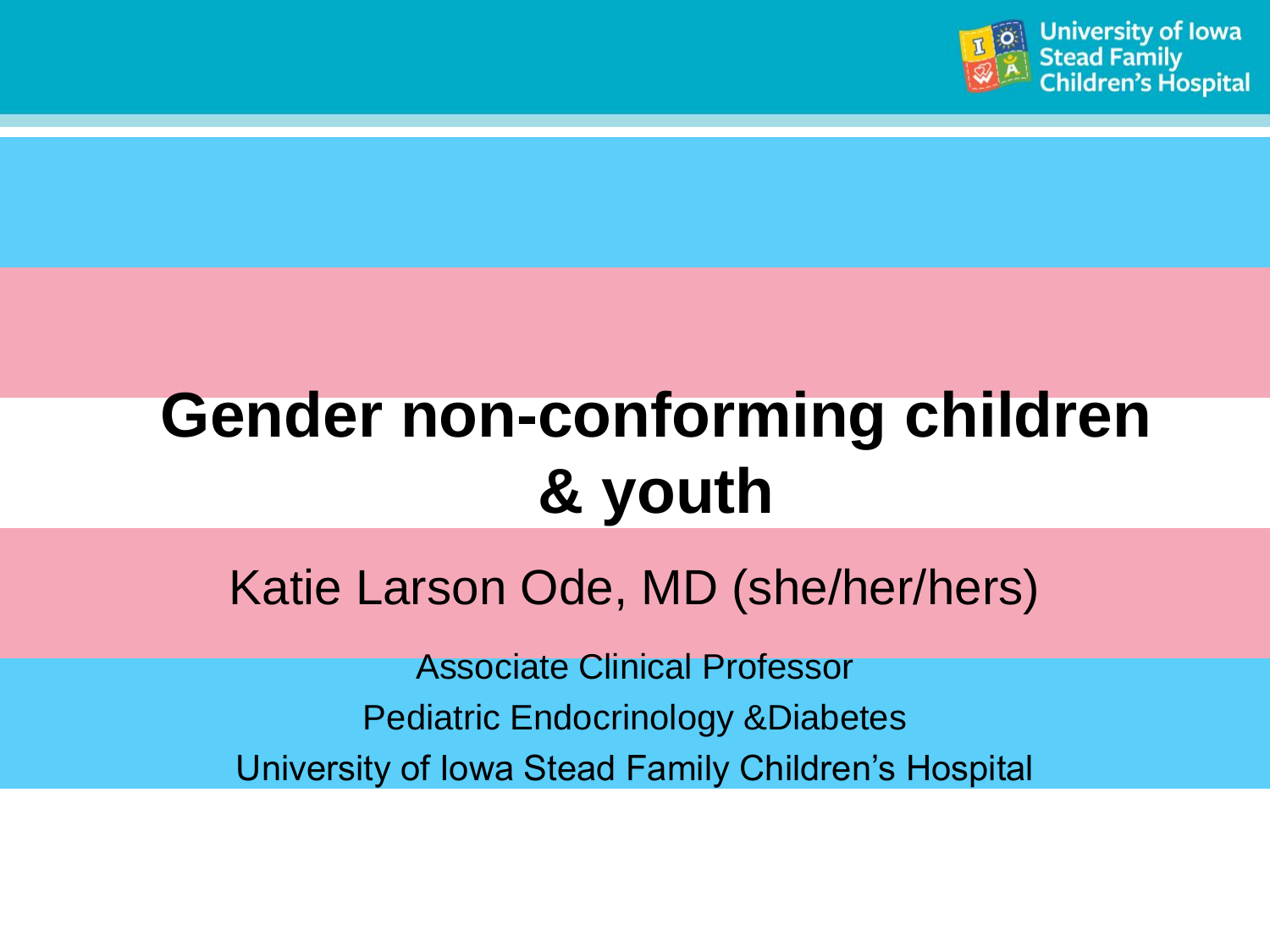# Gender non-conforming children & youth

Katie Larson Ode, MD (she/her/hers)

Associate Clinical Professor

Pediatric Endocrinology &Diabetes

University of Iowa Stead Family Children's Hospital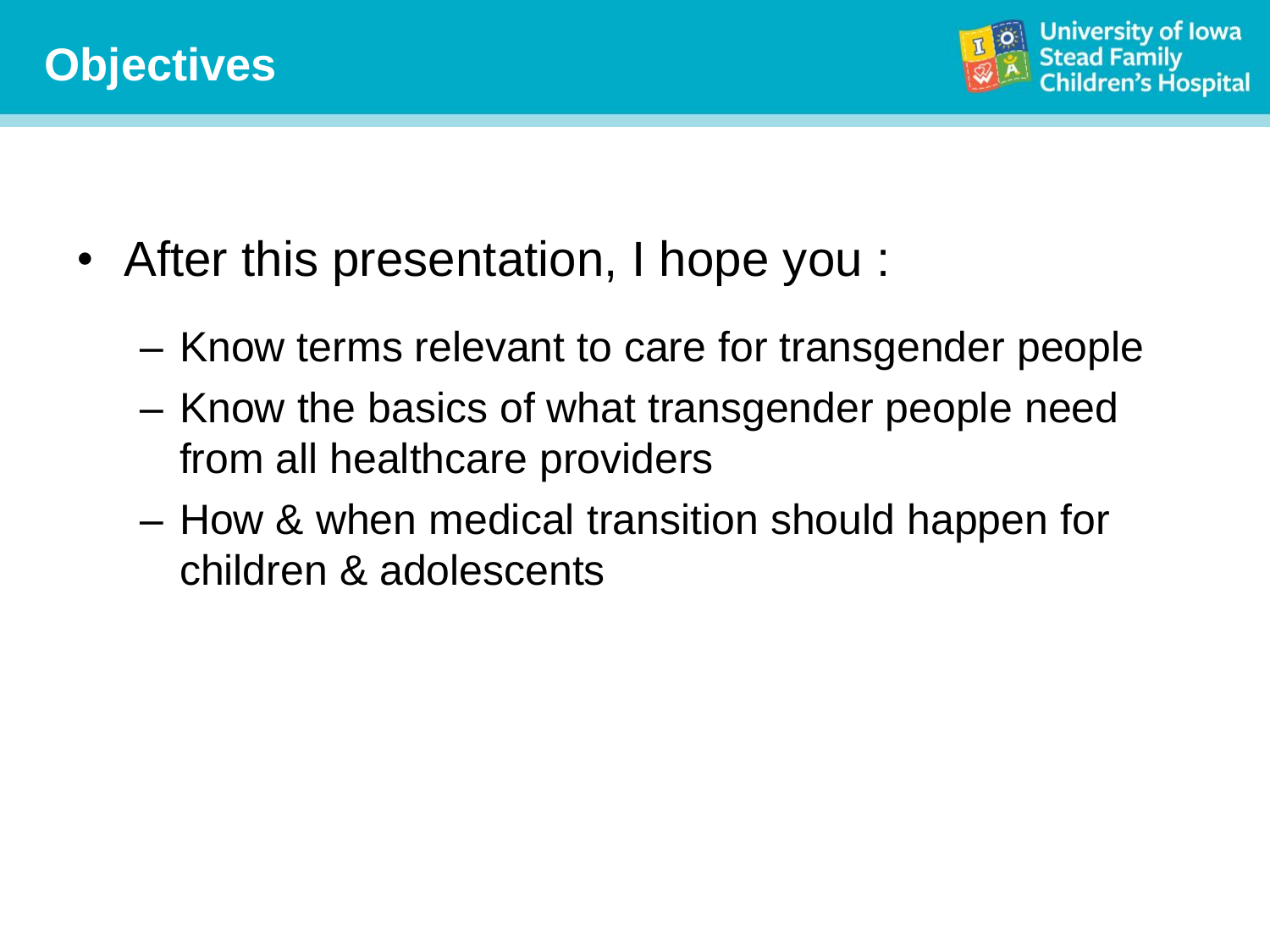# Objectives

- After this presentation, I hope you :
  - Know terms relevant to care for transgender people
  - Know the basics of what transgender people need from all healthcare providers
  - How & when medical transition should happen for children & adolescents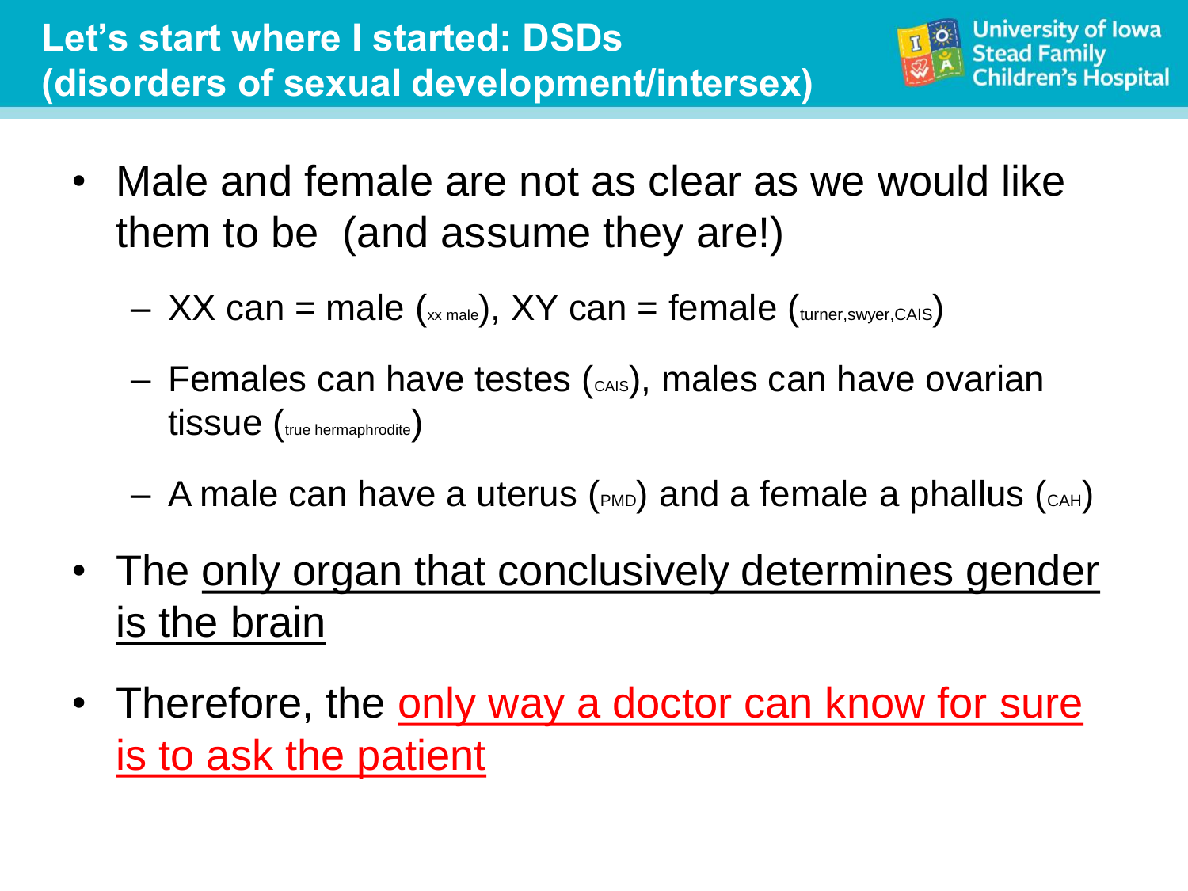# Let's start where I started: DSDs (disorders of sexual development/intersex)

University of Iowa Stead Family Children's Hospital

- Male and female are not as clear as we would like them to be (and assume they are!)
  - XX can = male (xx male), XY can = female (turner,swyer,CAIS)
  - Females can have testes (CAIS), males can have ovarian tissue (true hermaphrodite)
  - A male can have a uterus (PMD) and a female a phallus (CAH)
- The <u>only organ that conclusively determines gender is the brain</u>
- Therefore, the <u>only way a doctor can know for sure is to ask the patient</u>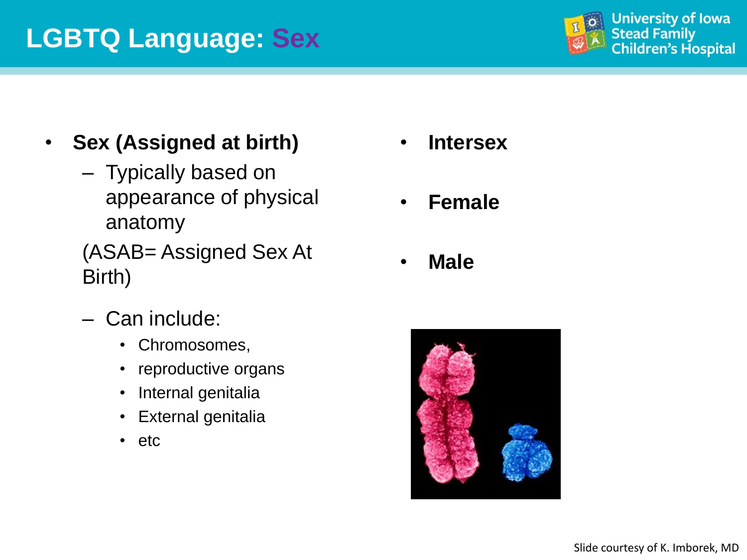# LGBTQ Language: Sex

- **Sex (Assigned at birth)**
  - Typically based on appearance of physical anatomy

  (ASAB= Assigned Sex At Birth)

  - Can include:
    - Chromosomes,
    - reproductive organs
    - Internal genitalia
    - External genitalia
    - etc

- **Intersex**
- **Female**
- **Male**

Slide courtesy of K. Imborek, MD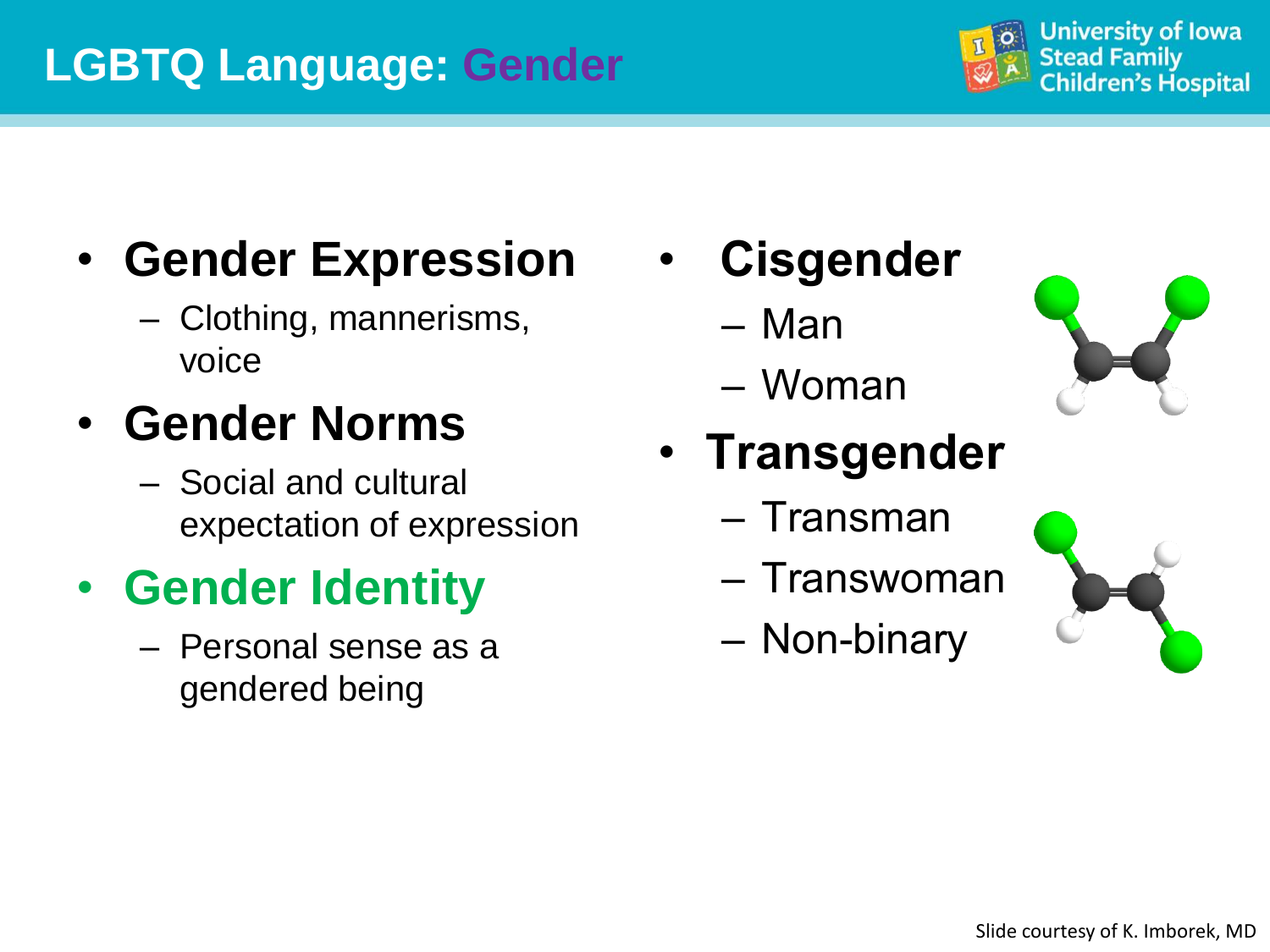# LGBTQ Language: Gender

- **Gender Expression**
  - Clothing, mannerisms, voice
- **Gender Norms**
  - Social and cultural expectation of expression
- **Gender Identity**
  - Personal sense as a gendered being
- **Cisgender**
  - Man
  - Woman
- **Transgender**
  - Transman
  - Transwoman
  - Non-binary

Slide courtesy of K. Imborek, MD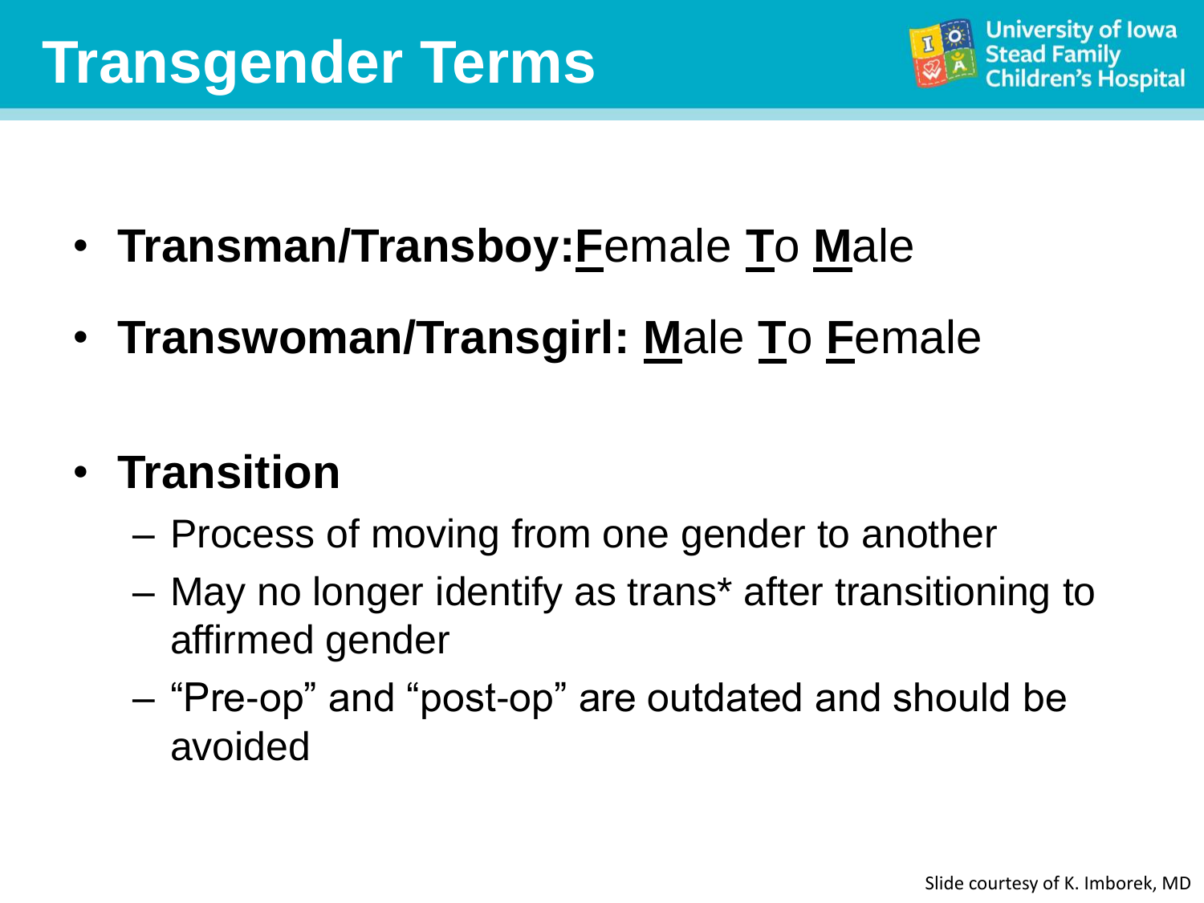# Transgender Terms

- **Transman/Transboy:**<u>**F**</u>emale <u>**T**</u>o <u>**M**</u>ale
- **Transwoman/Transgirl:** <u>**M**</u>ale <u>**T**</u>o <u>**F**</u>emale

- **Transition**
  - Process of moving from one gender to another
  - May no longer identify as trans* after transitioning to affirmed gender
  - "Pre-op" and "post-op" are outdated and should be avoided

Slide courtesy of K. Imborek, MD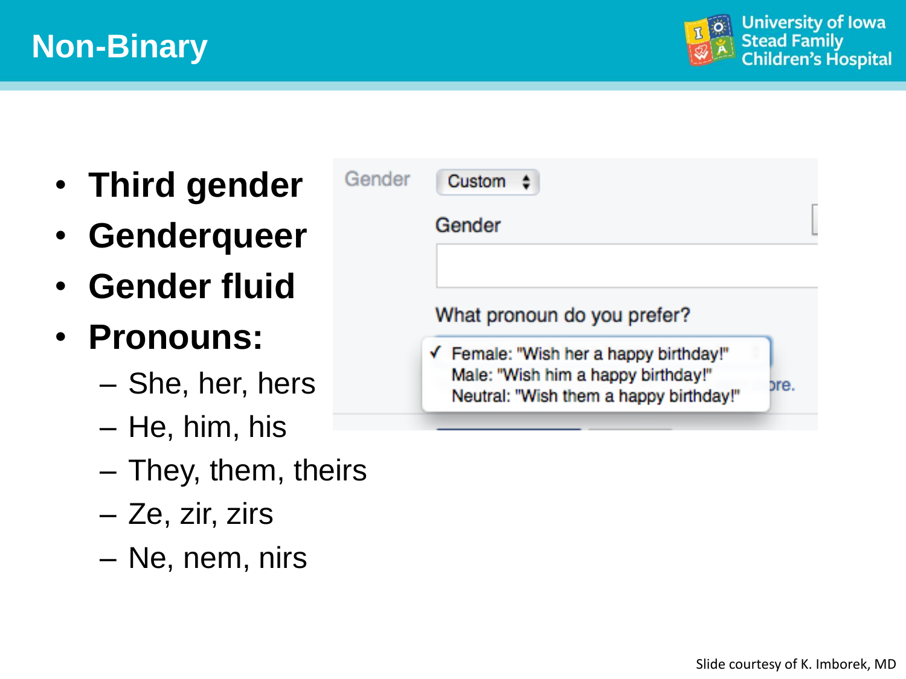# Non-Binary

- **Third gender**
- **Genderqueer**
- **Gender fluid**
- **Pronouns:**
  - She, her, hers
  - He, him, his
  - They, them, theirs
  - Ze, zir, zirs
  - Ne, nem, nirs

Gender: Custom

Gender

What pronoun do you prefer?

- ✓ Female: "Wish her a happy birthday!"
- Male: "Wish him a happy birthday!"
- Neutral: "Wish them a happy birthday!"

Slide courtesy of K. Imborek, MD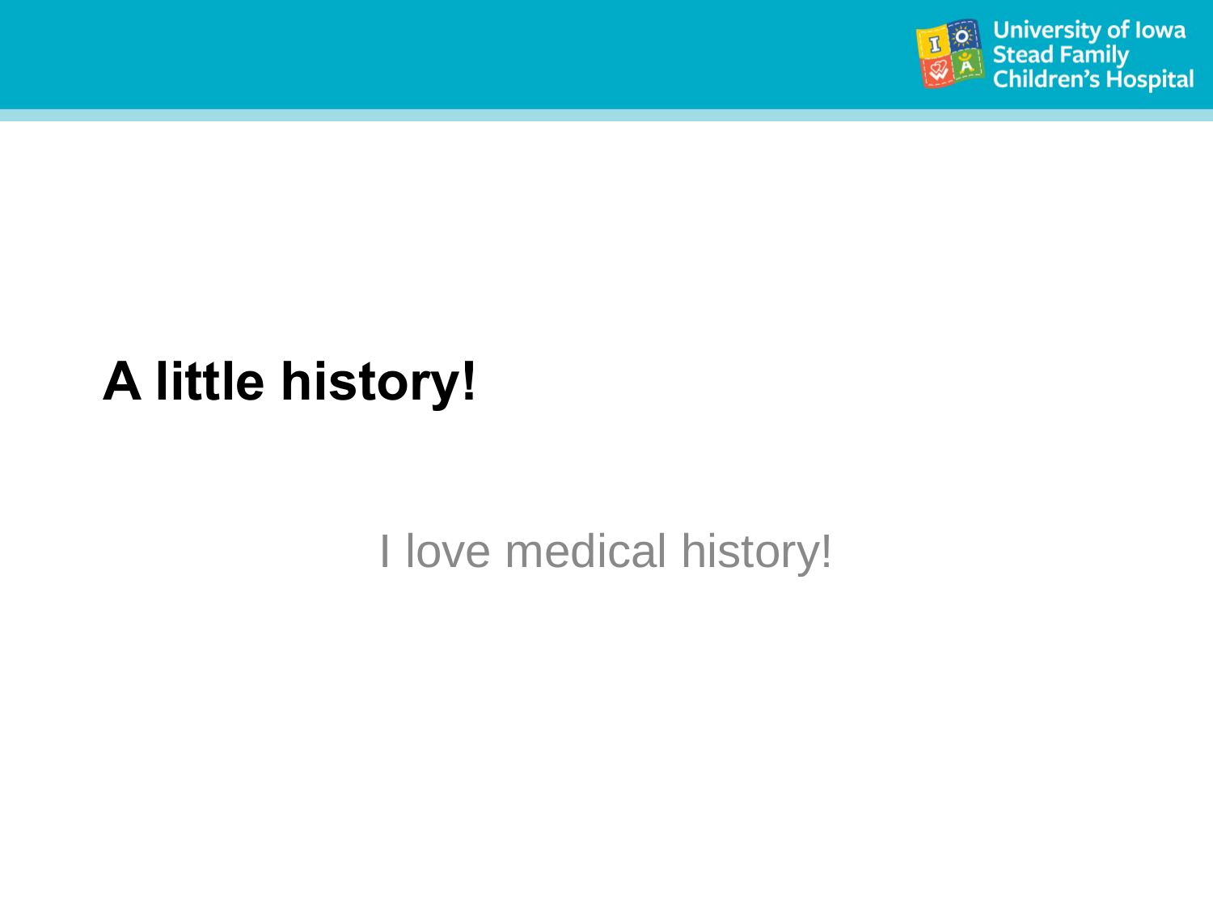# A little history!

I love medical history!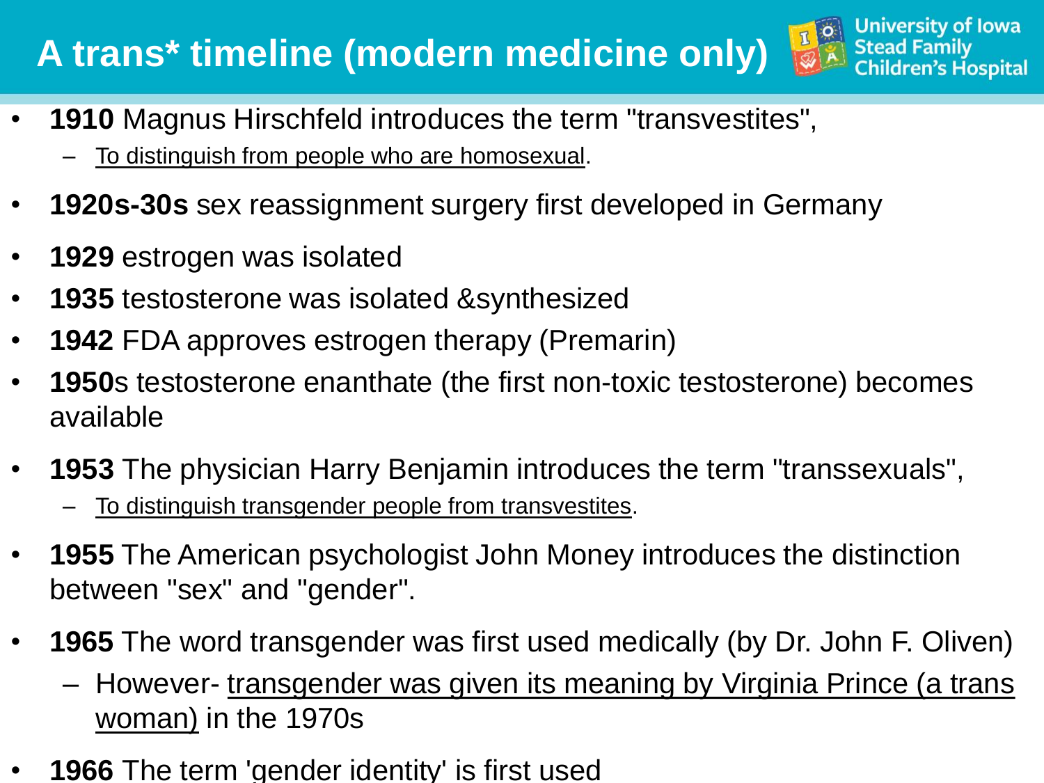# A trans* timeline (modern medicine only)

- **1910** Magnus Hirschfeld introduces the term "transvestites",
  - To distinguish from people who are homosexual.
- **1920s-30s** sex reassignment surgery first developed in Germany
- **1929** estrogen was isolated
- **1935** testosterone was isolated &synthesized
- **1942** FDA approves estrogen therapy (Premarin)
- **1950**s testosterone enanthate (the first non-toxic testosterone) becomes available
- **1953** The physician Harry Benjamin introduces the term "transsexuals",
  - To distinguish transgender people from transvestites.
- **1955** The American psychologist John Money introduces the distinction between "sex" and "gender".
- **1965** The word transgender was first used medically (by Dr. John F. Oliven)
  - However- transgender was given its meaning by Virginia Prince (a trans woman) in the 1970s
- **1966** The term 'gender identity' is first used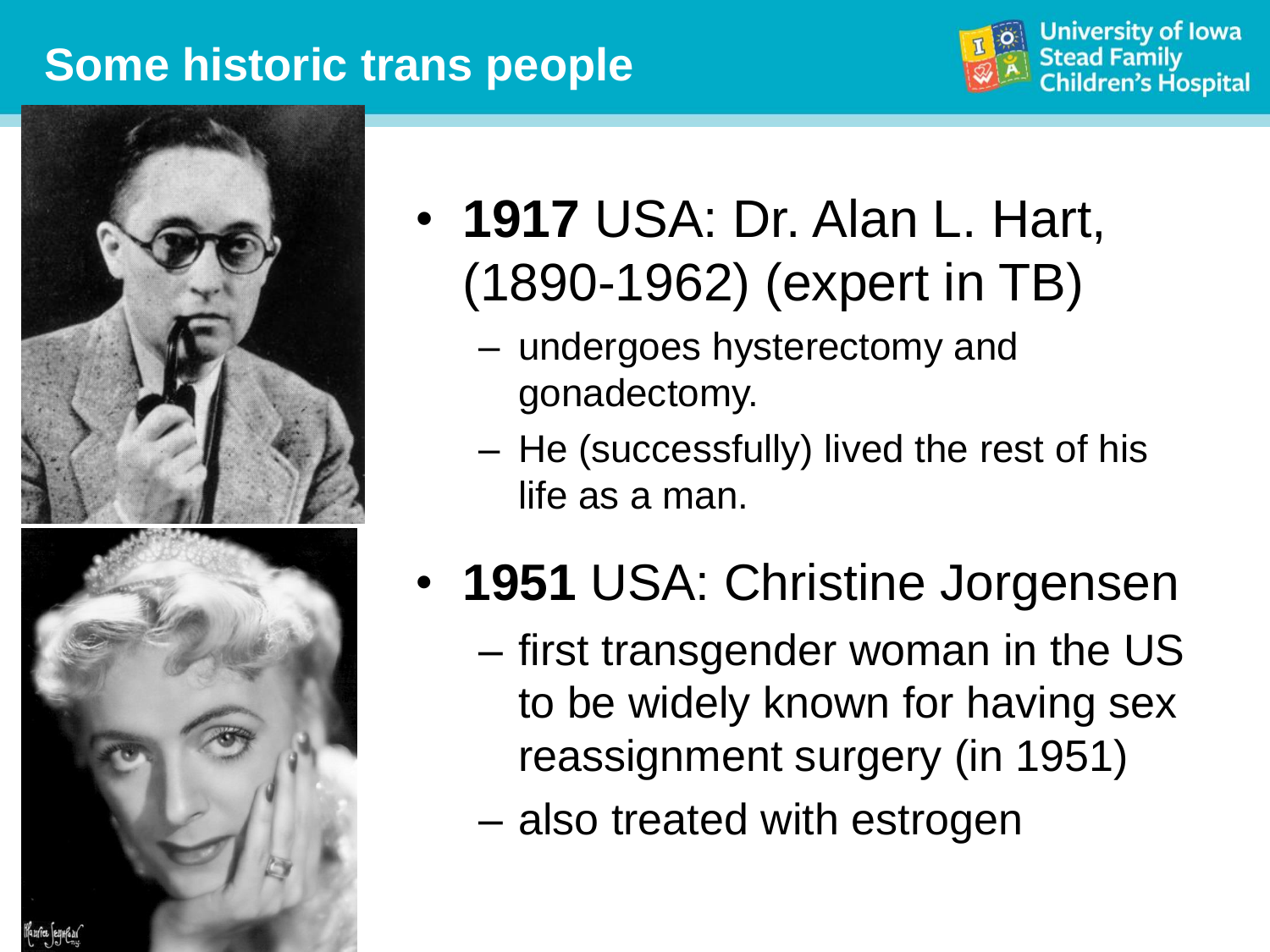# Some historic trans people

- **1917** USA: Dr. Alan L. Hart, (1890-1962) (expert in TB)
  - undergoes hysterectomy and gonadectomy.
  - He (successfully) lived the rest of his life as a man.
- **1951** USA: Christine Jorgensen
  - first transgender woman in the US to be widely known for having sex reassignment surgery (in 1951)
  - also treated with estrogen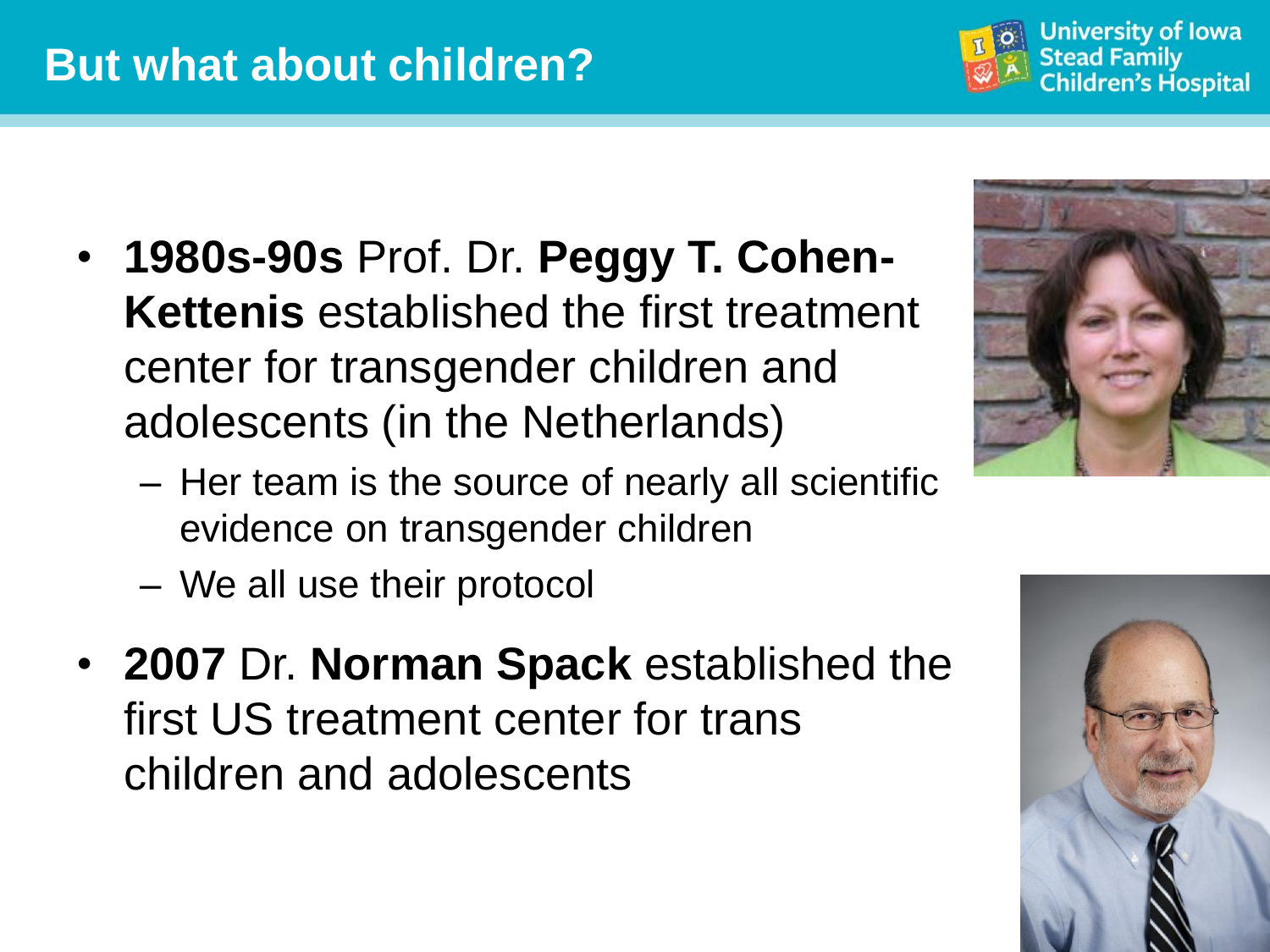# But what about children?

- **1980s-90s** Prof. Dr. **Peggy T. Cohen-Kettenis** established the first treatment center for transgender children and adolescents (in the Netherlands)
  - Her team is the source of nearly all scientific evidence on transgender children
  - We all use their protocol
- **2007** Dr. **Norman Spack** established the first US treatment center for trans children and adolescents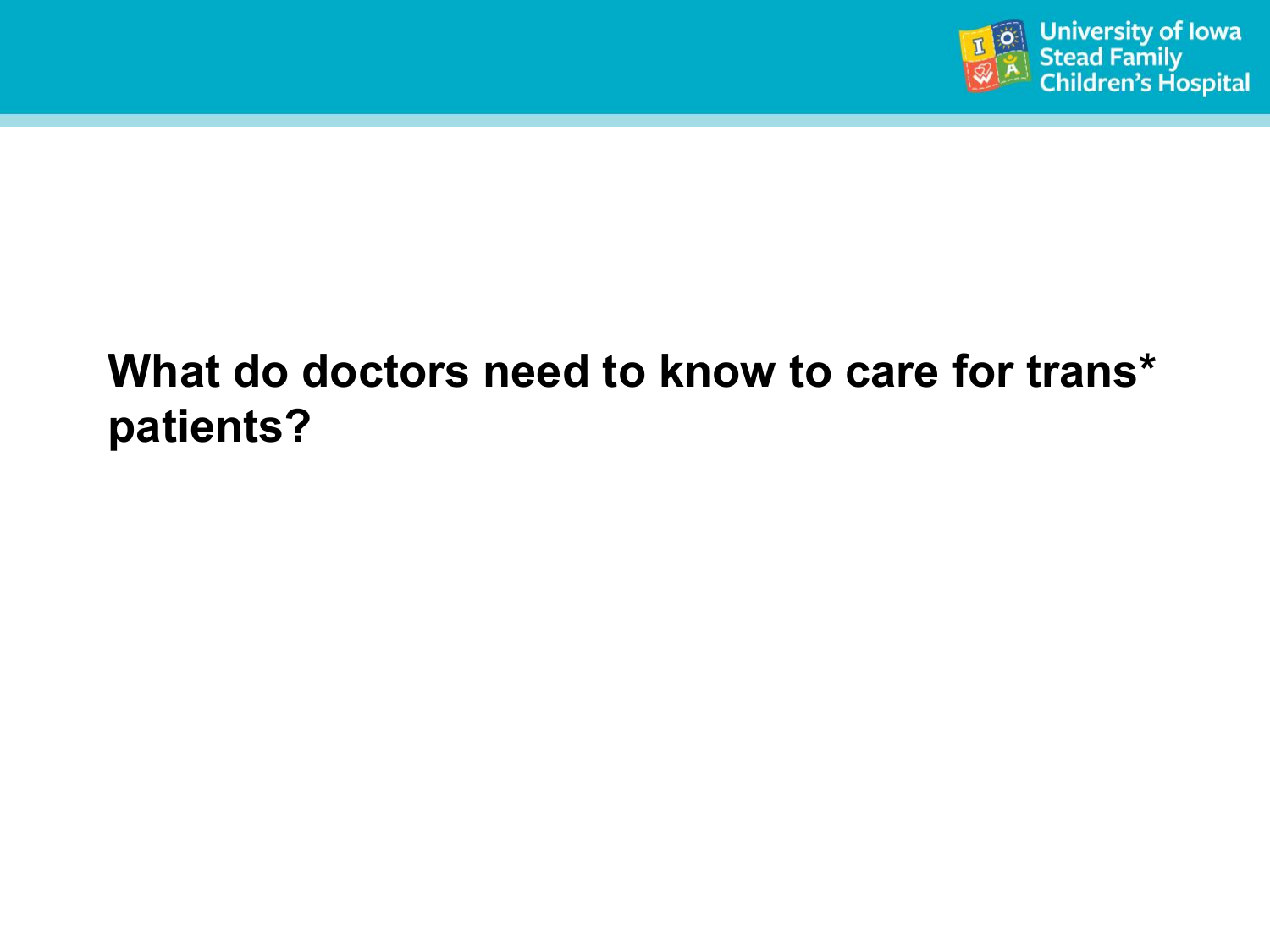**What do doctors need to know to care for trans* patients?**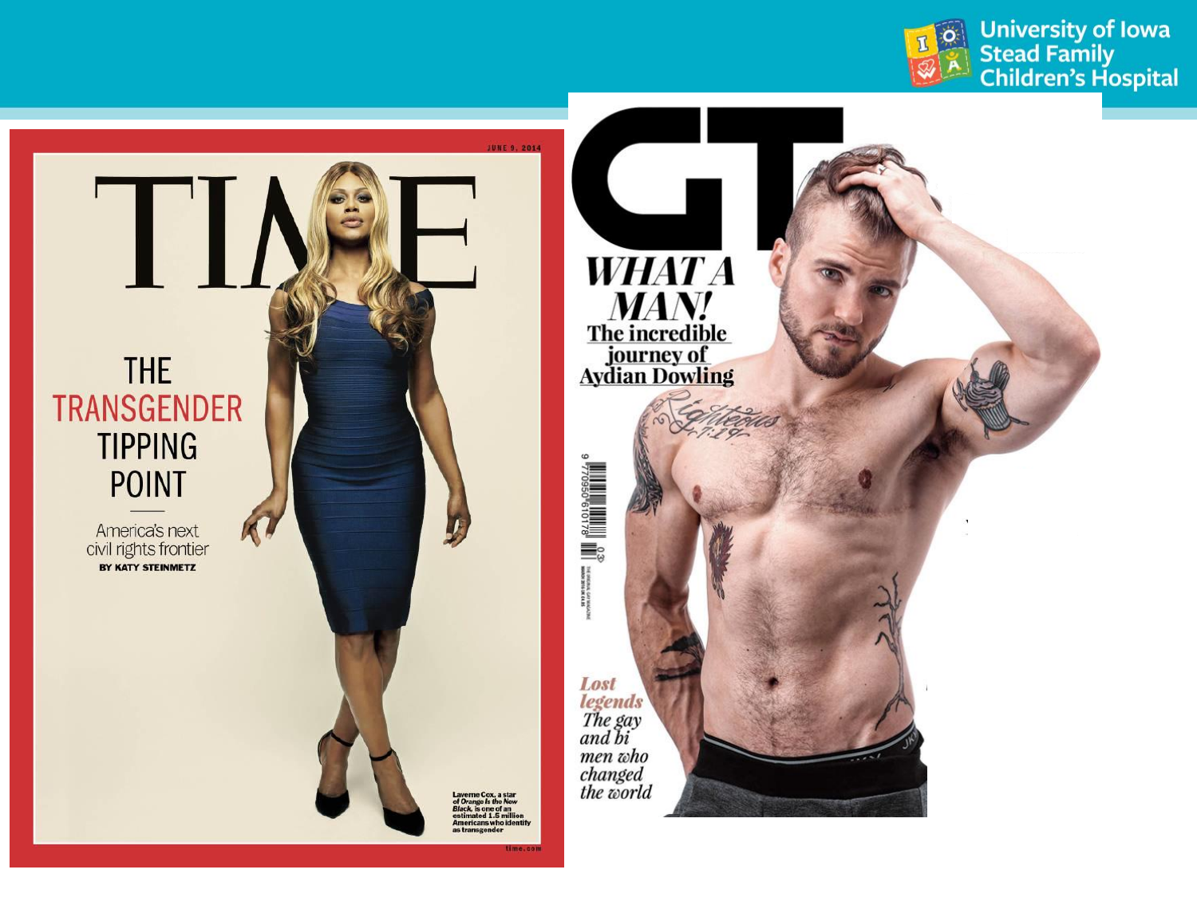JUNE 9, 2014

TIME

THE TRANSGENDER TIPPING POINT

America's next civil rights frontier

BY KATY STEINMETZ

Laverne Cox, a star of *Orange Is the New Black*, is one of an estimated 1.5 million Americans who identify as transgender

time.com

GT

*WHAT A MAN!*

**The incredible journey of Aydian Dowling**

*Lost legends*

*The gay and bi men who changed the world*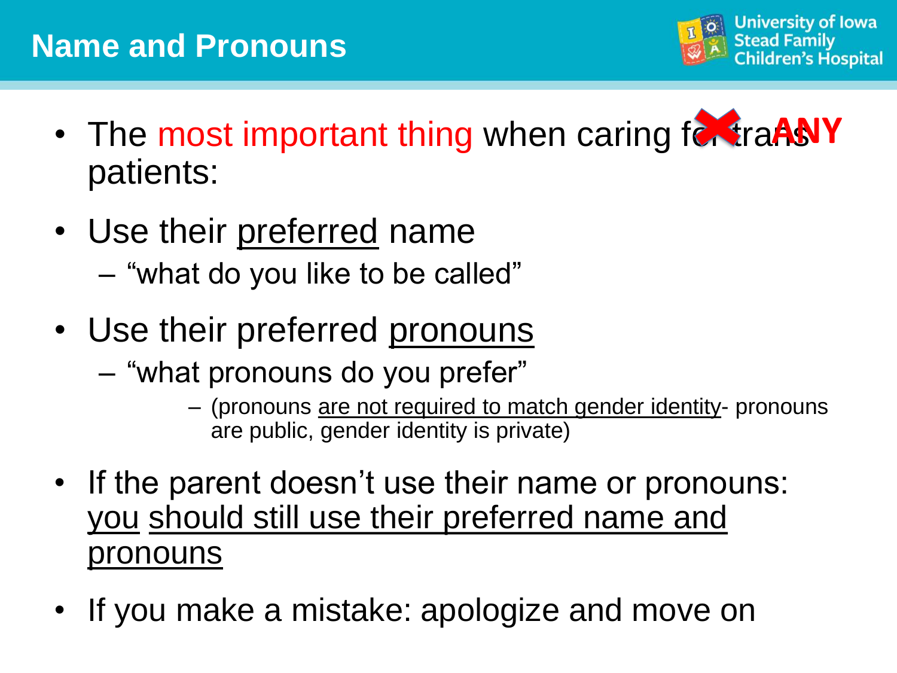## Name and Pronouns

- The most important thing when caring for trans ANY patients:
- Use their preferred name
  - "what do you like to be called"
- Use their preferred pronouns
  - "what pronouns do you prefer"
    - (pronouns are not required to match gender identity- pronouns are public, gender identity is private)
- If the parent doesn't use their name or pronouns: you should still use their preferred name and pronouns
- If you make a mistake: apologize and move on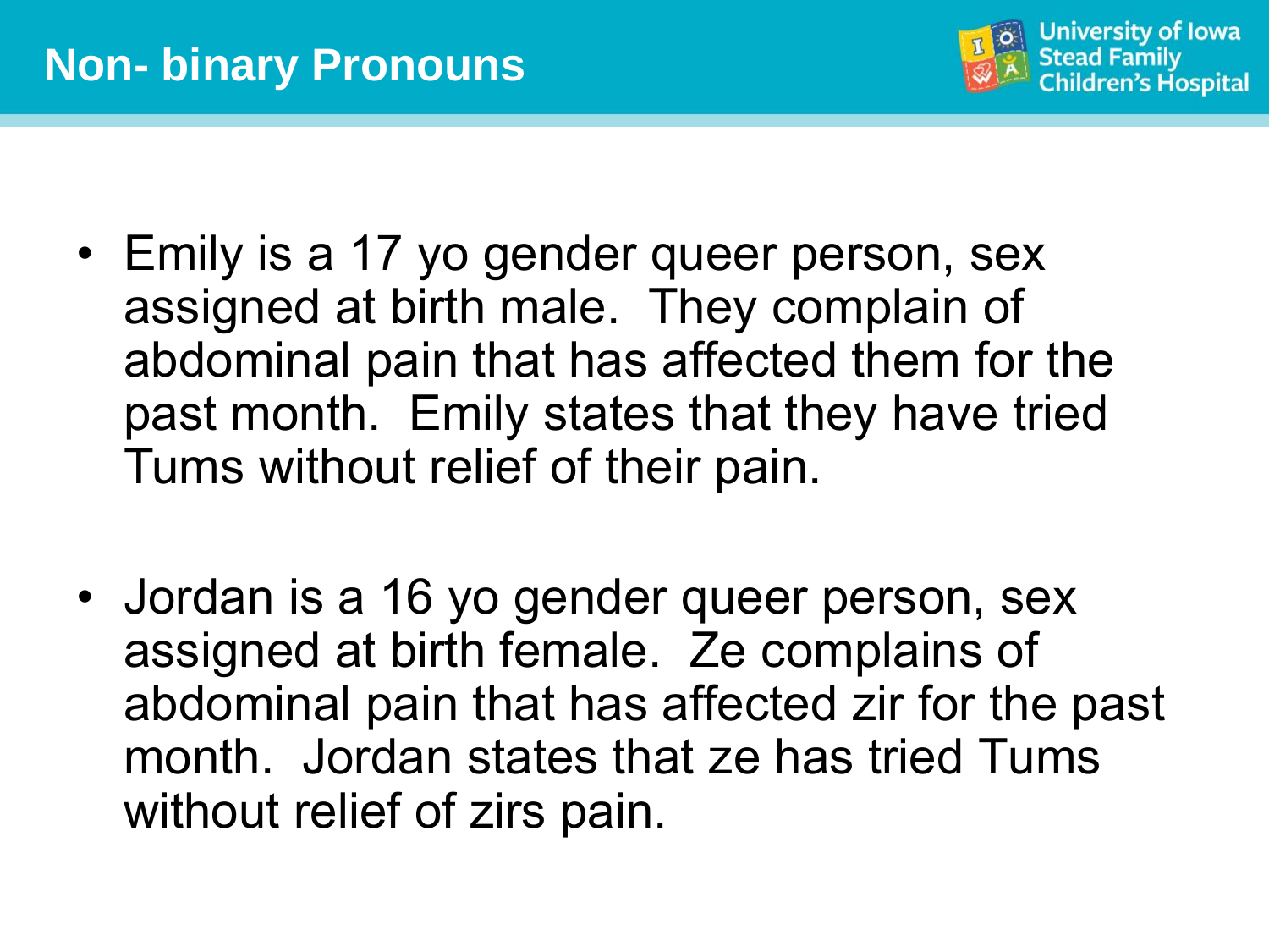# Non- binary Pronouns

- Emily is a 17 yo gender queer person, sex assigned at birth male. They complain of abdominal pain that has affected them for the past month. Emily states that they have tried Tums without relief of their pain.

- Jordan is a 16 yo gender queer person, sex assigned at birth female. Ze complains of abdominal pain that has affected zir for the past month. Jordan states that ze has tried Tums without relief of zirs pain.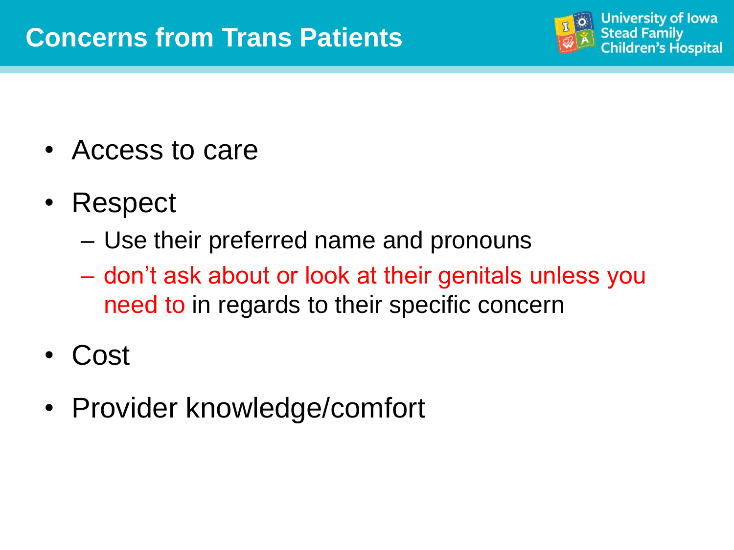# Concerns from Trans Patients

- Access to care
- Respect
  - Use their preferred name and pronouns
  - don't ask about or look at their genitals unless you need to in regards to their specific concern
- Cost
- Provider knowledge/comfort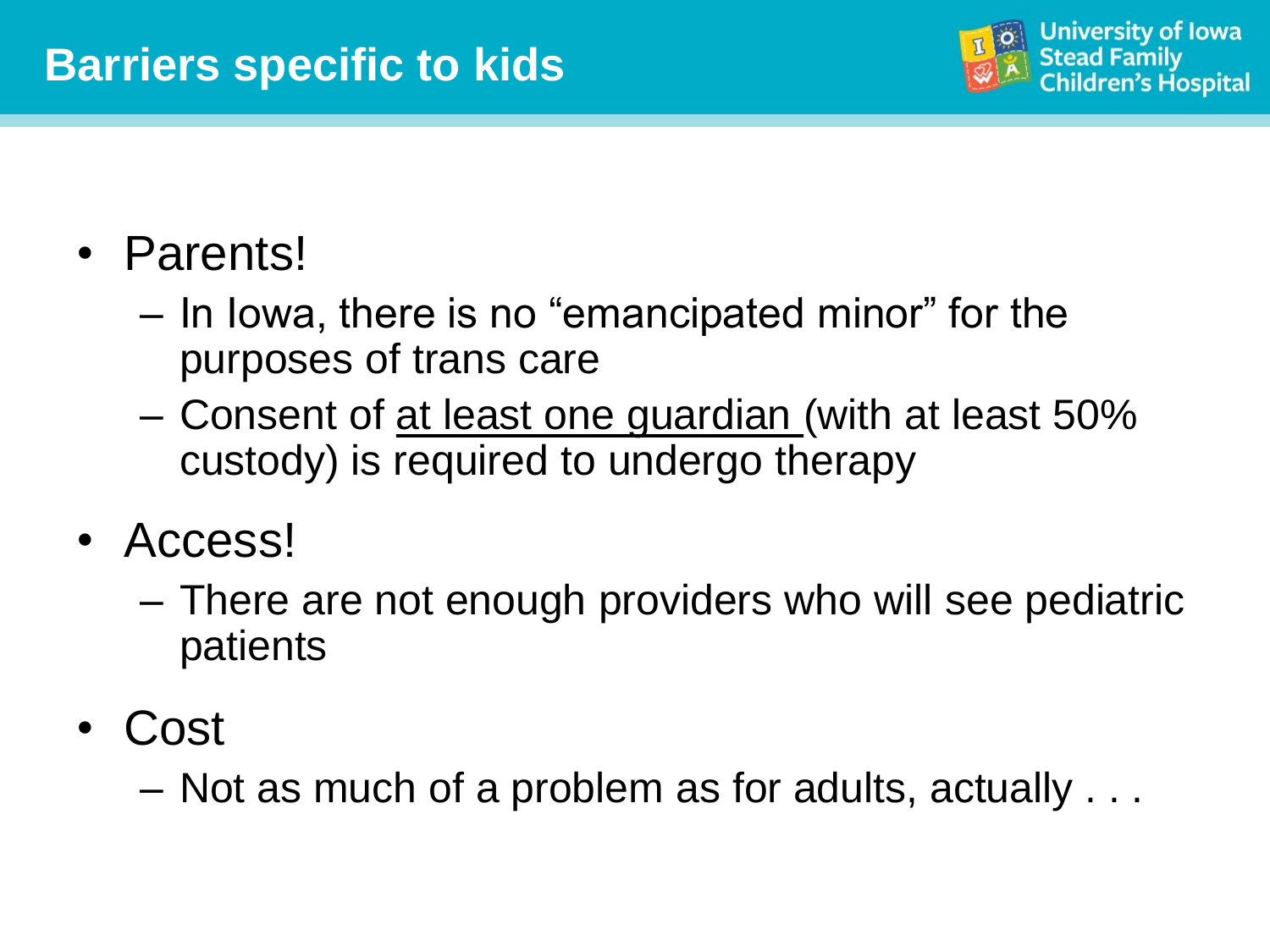# Barriers specific to kids

- Parents!
  - In Iowa, there is no "emancipated minor" for the purposes of trans care
  - Consent of <u>at least one guardian</u> (with at least 50% custody) is required to undergo therapy
- Access!
  - There are not enough providers who will see pediatric patients
- Cost
  - Not as much of a problem as for adults, actually . . .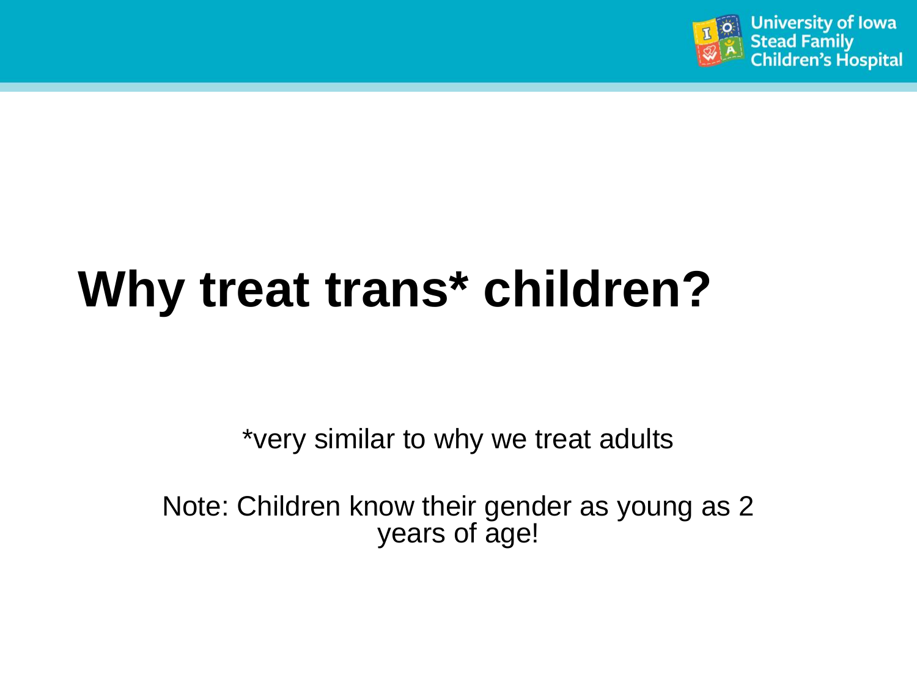# Why treat trans* children?

*very similar to why we treat adults

Note: Children know their gender as young as 2 years of age!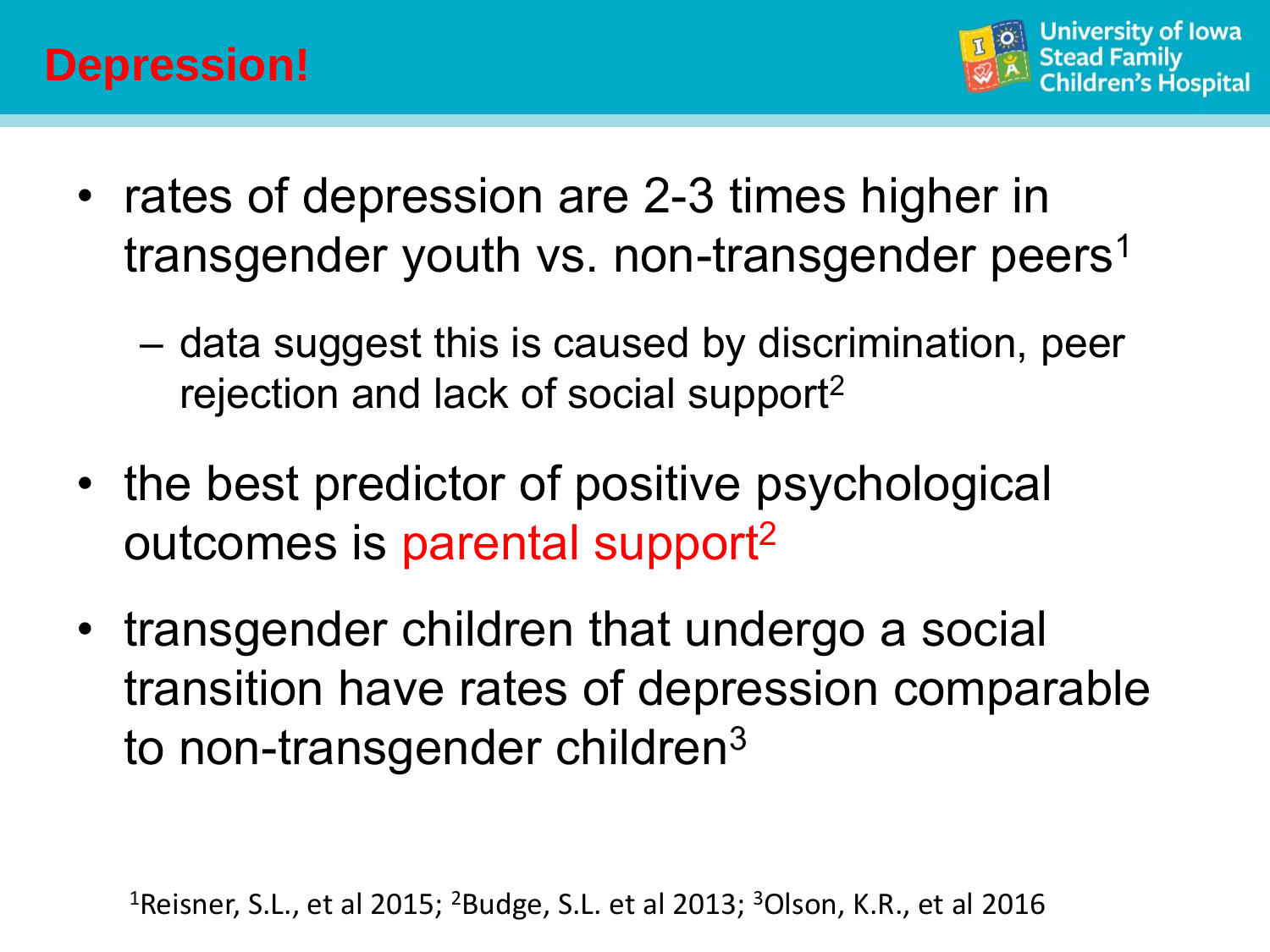# Depression!

- rates of depression are 2-3 times higher in transgender youth vs. non-transgender peers[1]
  - data suggest this is caused by discrimination, peer rejection and lack of social support[2]
- the best predictor of positive psychological outcomes is parental support[2]
- transgender children that undergo a social transition have rates of depression comparable to non-transgender children[3]

[1]Reisner, S.L., et al 2015; [2]Budge, S.L. et al 2013; [3]Olson, K.R., et al 2016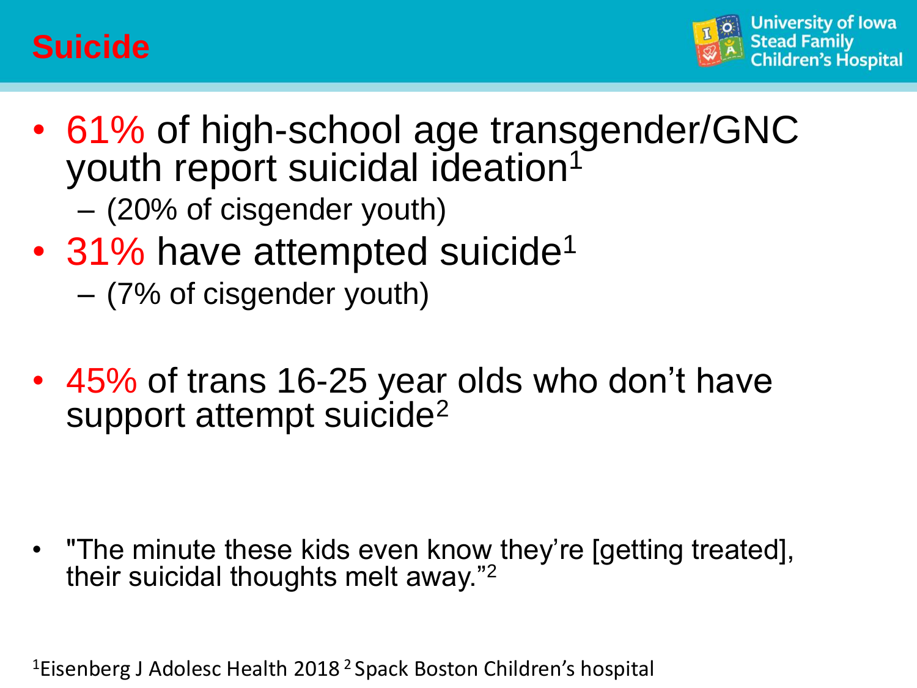# Suicide

- 61% of high-school age transgender/GNC youth report suicidal ideation[1]
  - (20% of cisgender youth)
- 31% have attempted suicide[1]
  - (7% of cisgender youth)

- 45% of trans 16-25 year olds who don't have support attempt suicide[2]

- "The minute these kids even know they're [getting treated], their suicidal thoughts melt away."[2]

[1]Eisenberg J Adolesc Health 2018 [2] Spack Boston Children's hospital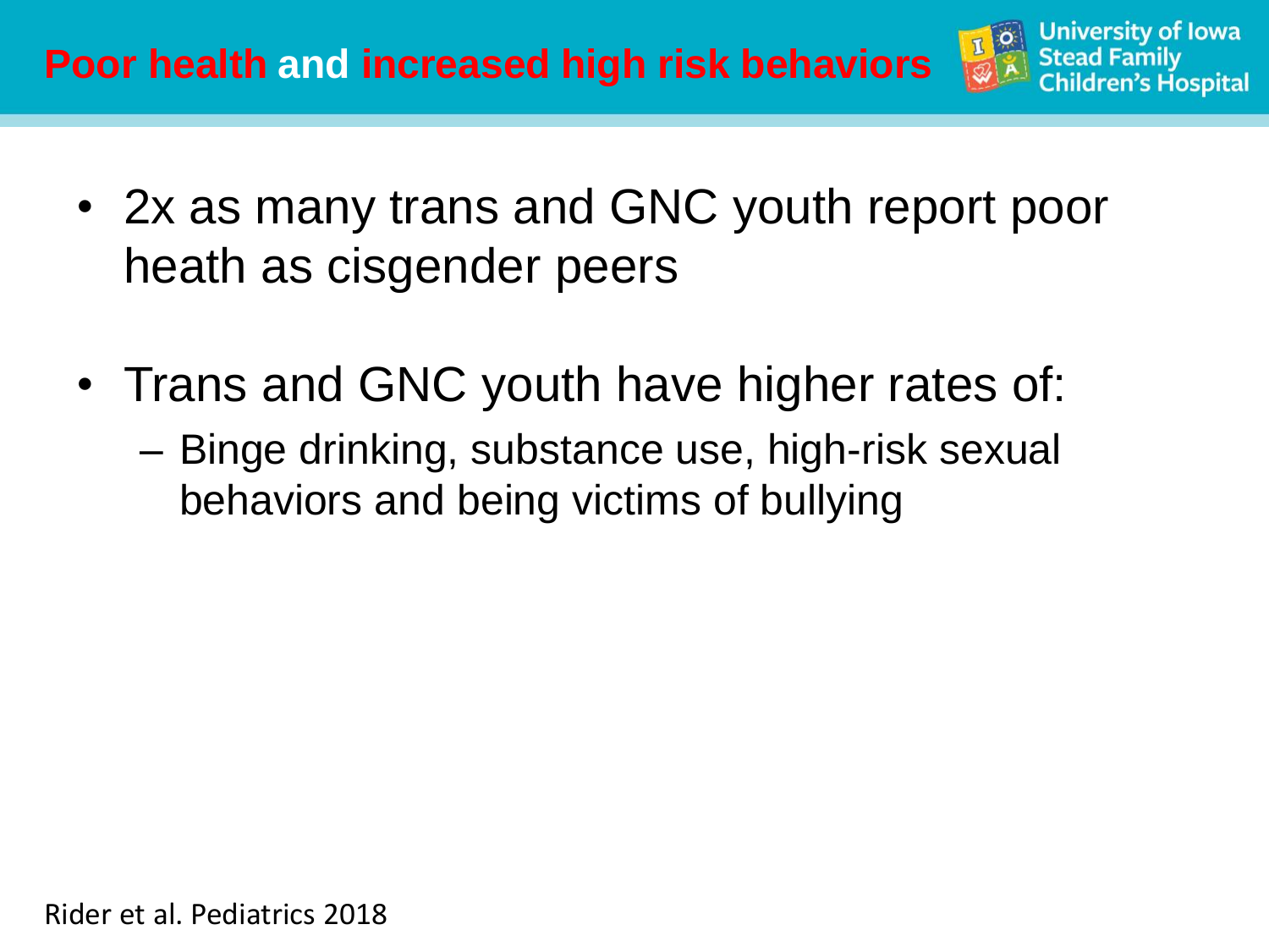# Poor health and increased high risk behaviors

- 2x as many trans and GNC youth report poor heath as cisgender peers
- Trans and GNC youth have higher rates of:
  - Binge drinking, substance use, high-risk sexual behaviors and being victims of bullying

Rider et al. Pediatrics 2018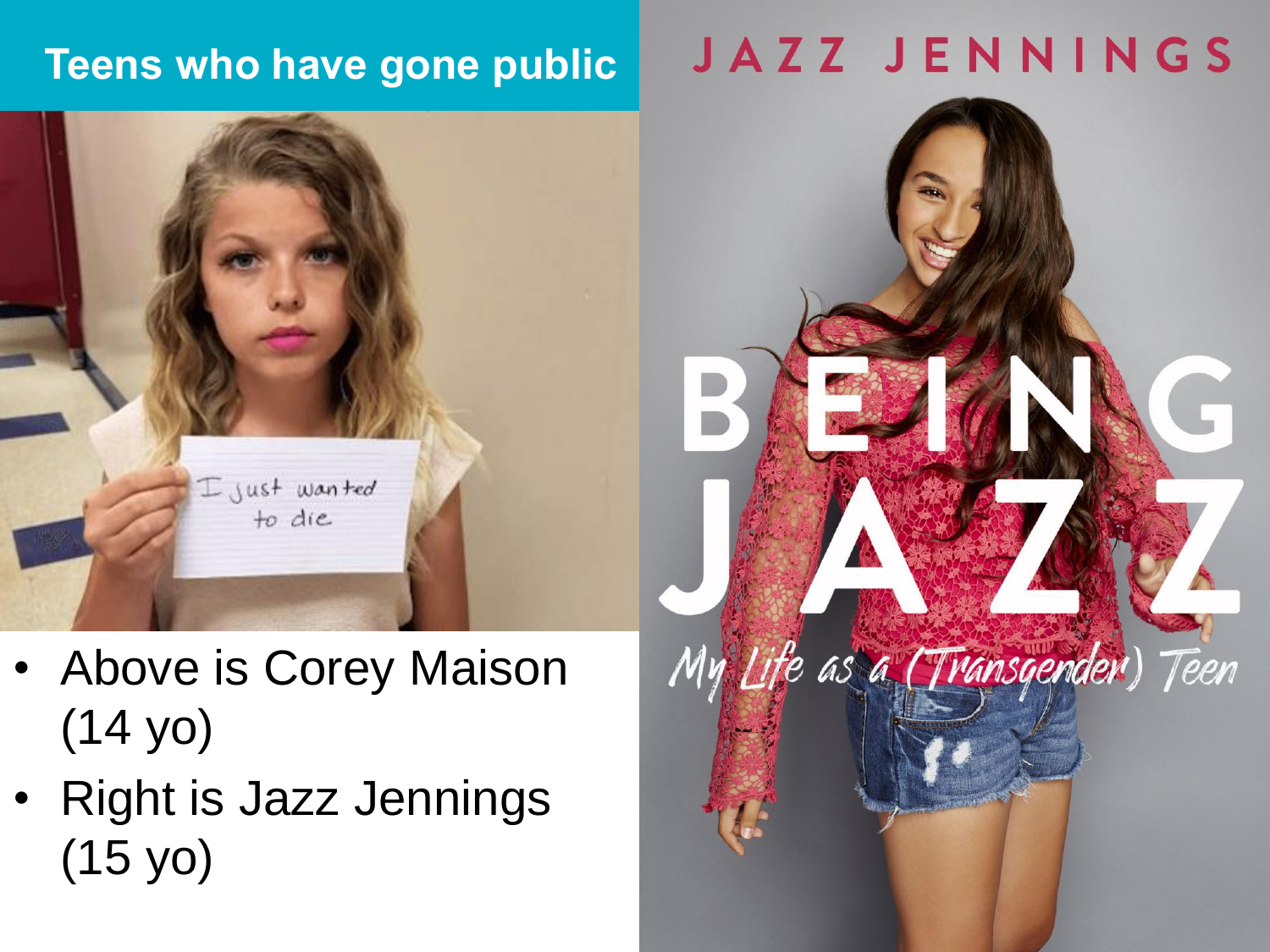## Teens who have gone public

- Above is Corey Maison (14 yo)
- Right is Jazz Jennings (15 yo)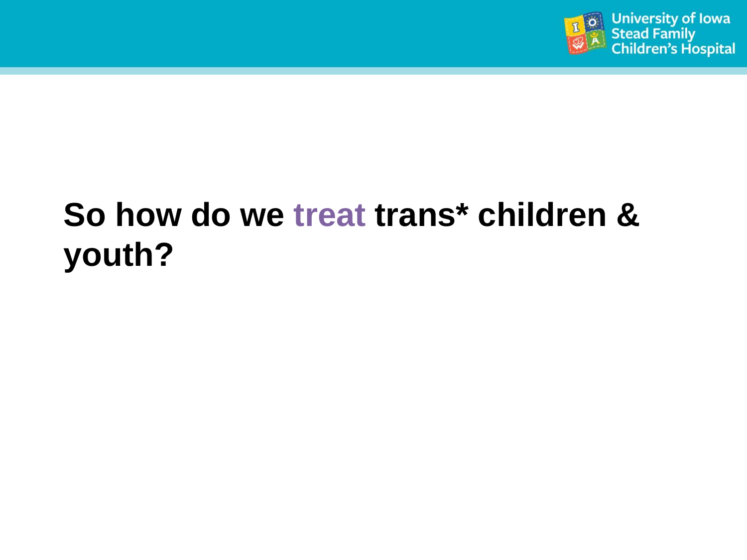# So how do we treat trans* children & youth?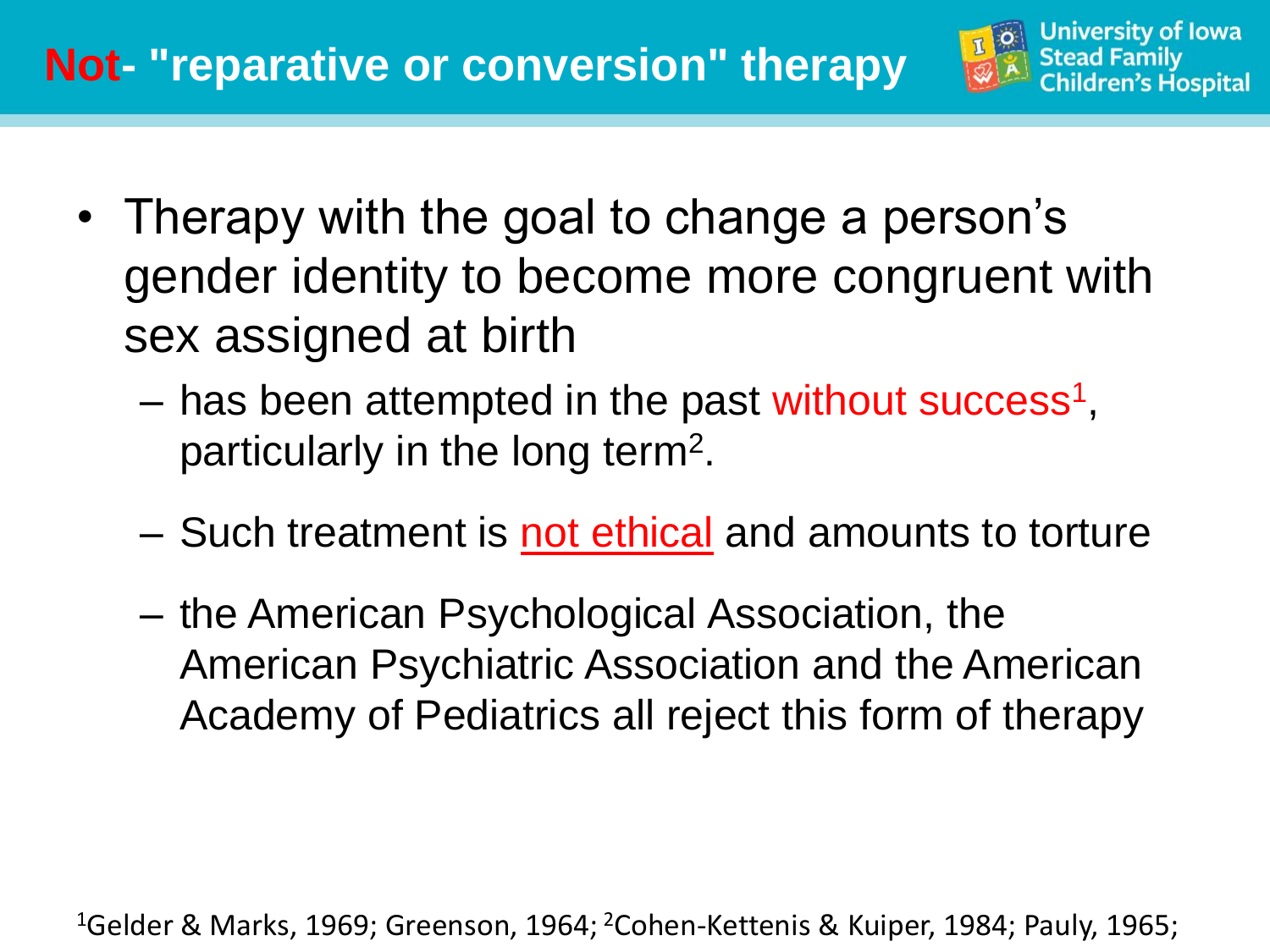# Not- "reparative or conversion" therapy

- Therapy with the goal to change a person's gender identity to become more congruent with sex assigned at birth
  - has been attempted in the past without success[1], particularly in the long term[2].
  - Such treatment is not ethical and amounts to torture
  - the American Psychological Association, the American Psychiatric Association and the American Academy of Pediatrics all reject this form of therapy

[1]Gelder & Marks, 1969; Greenson, 1964; [2]Cohen-Kettenis & Kuiper, 1984; Pauly, 1965;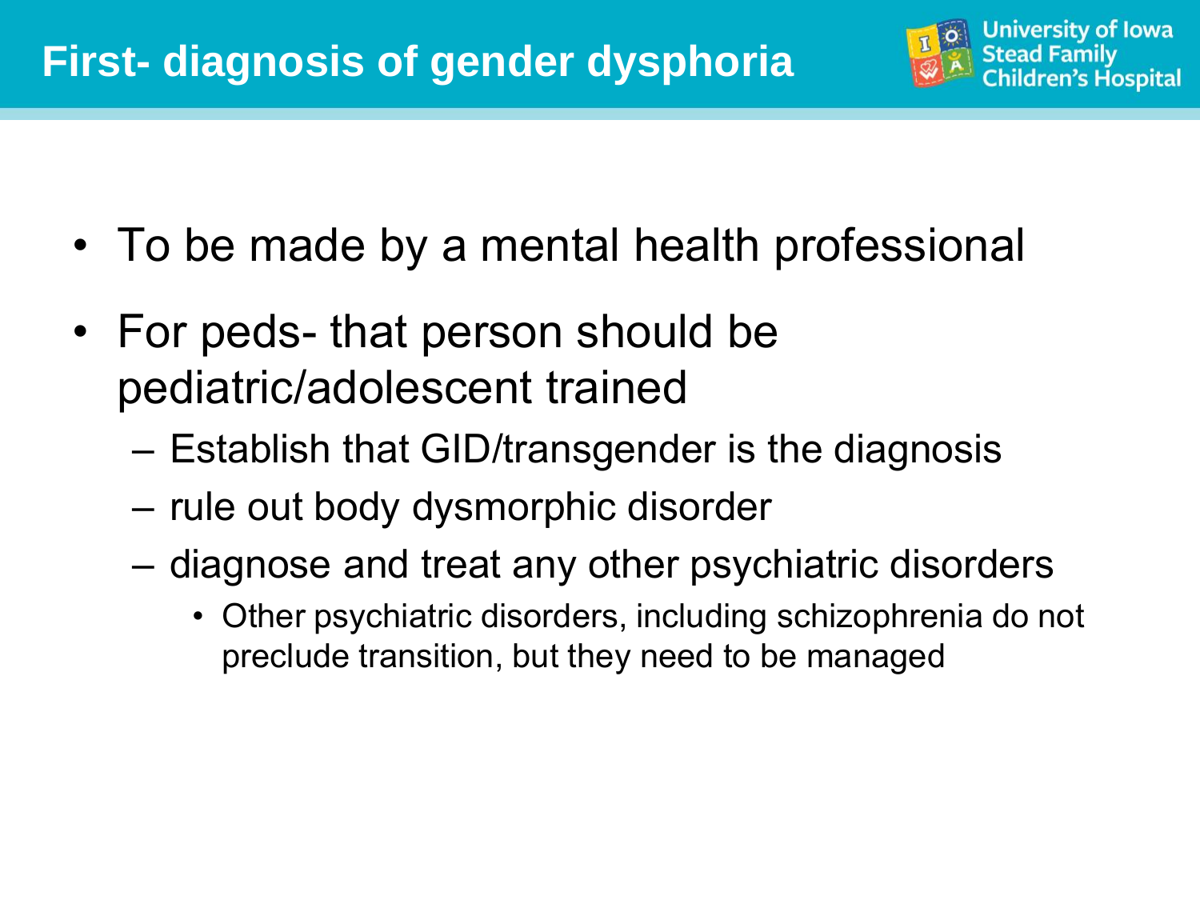# First- diagnosis of gender dysphoria

- To be made by a mental health professional
- For peds- that person should be pediatric/adolescent trained
  - Establish that GID/transgender is the diagnosis
  - rule out body dysmorphic disorder
  - diagnose and treat any other psychiatric disorders
    - Other psychiatric disorders, including schizophrenia do not preclude transition, but they need to be managed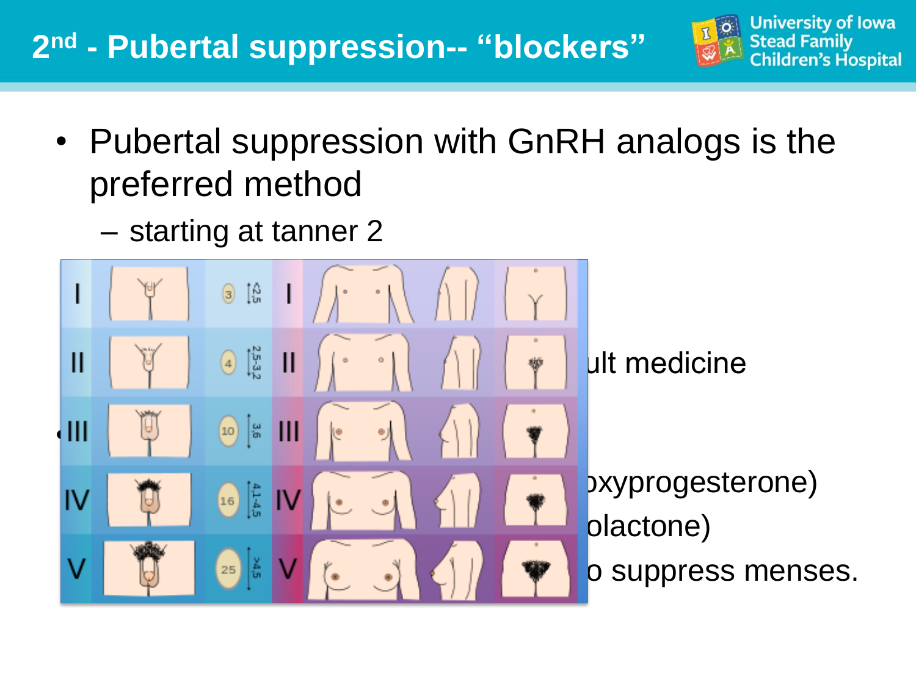## 2nd - Pubertal suppression-- "blockers"

- Pubertal suppression with GnRH analogs is the preferred method
  - starting at tanner 2

ult medicine

•

oxyprogesterone)

olactone)

o suppress menses.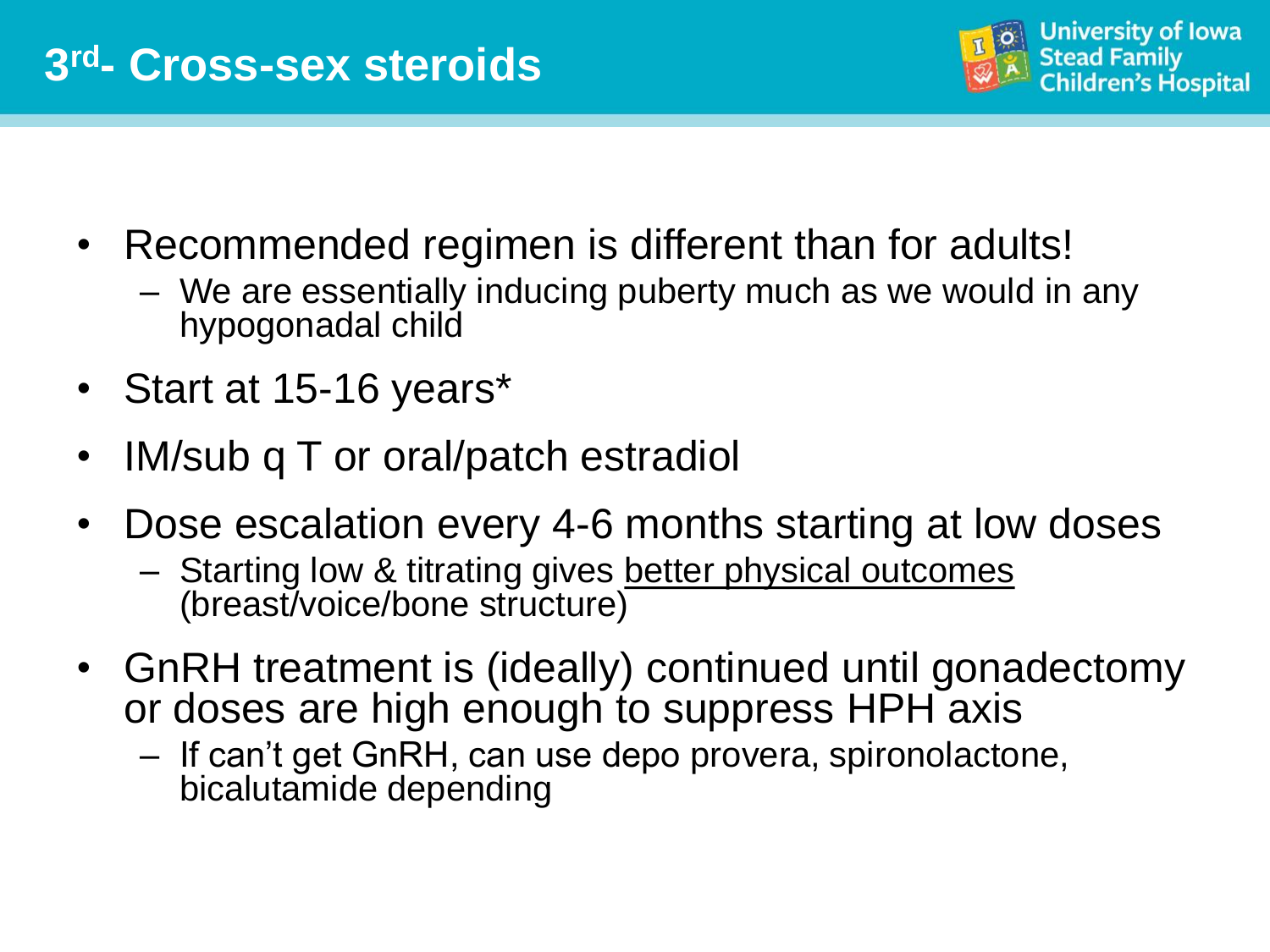# 3rd- Cross-sex steroids

- Recommended regimen is different than for adults!
  - We are essentially inducing puberty much as we would in any hypogonadal child
- Start at 15-16 years*
- IM/sub q T or oral/patch estradiol
- Dose escalation every 4-6 months starting at low doses
  - Starting low & titrating gives better physical outcomes (breast/voice/bone structure)
- GnRH treatment is (ideally) continued until gonadectomy or doses are high enough to suppress HPH axis
  - If can't get GnRH, can use depo provera, spironolactone, bicalutamide depending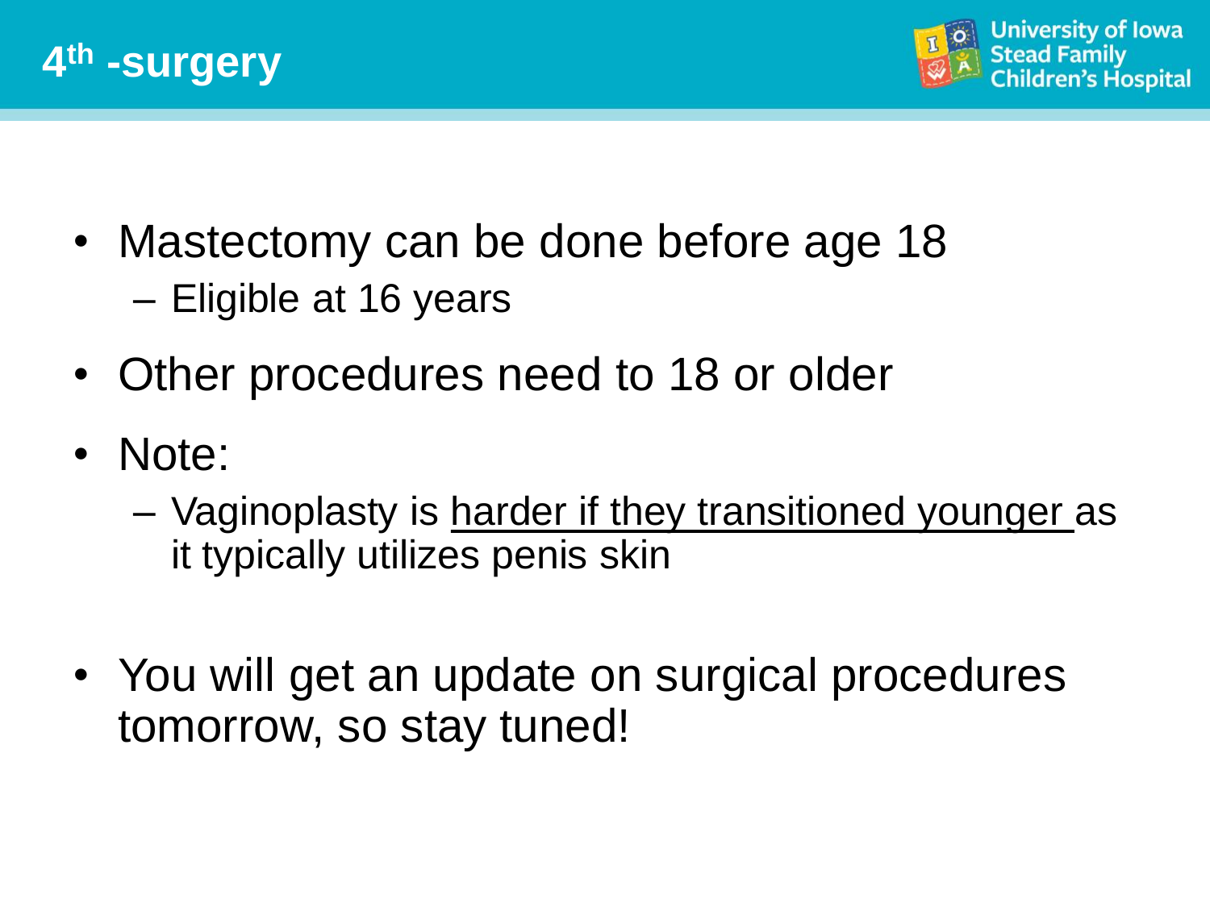# 4th -surgery

- Mastectomy can be done before age 18
  - Eligible at 16 years
- Other procedures need to 18 or older
- Note:
  - Vaginoplasty is <u>harder if they transitioned younger</u> as it typically utilizes penis skin
- You will get an update on surgical procedures tomorrow, so stay tuned!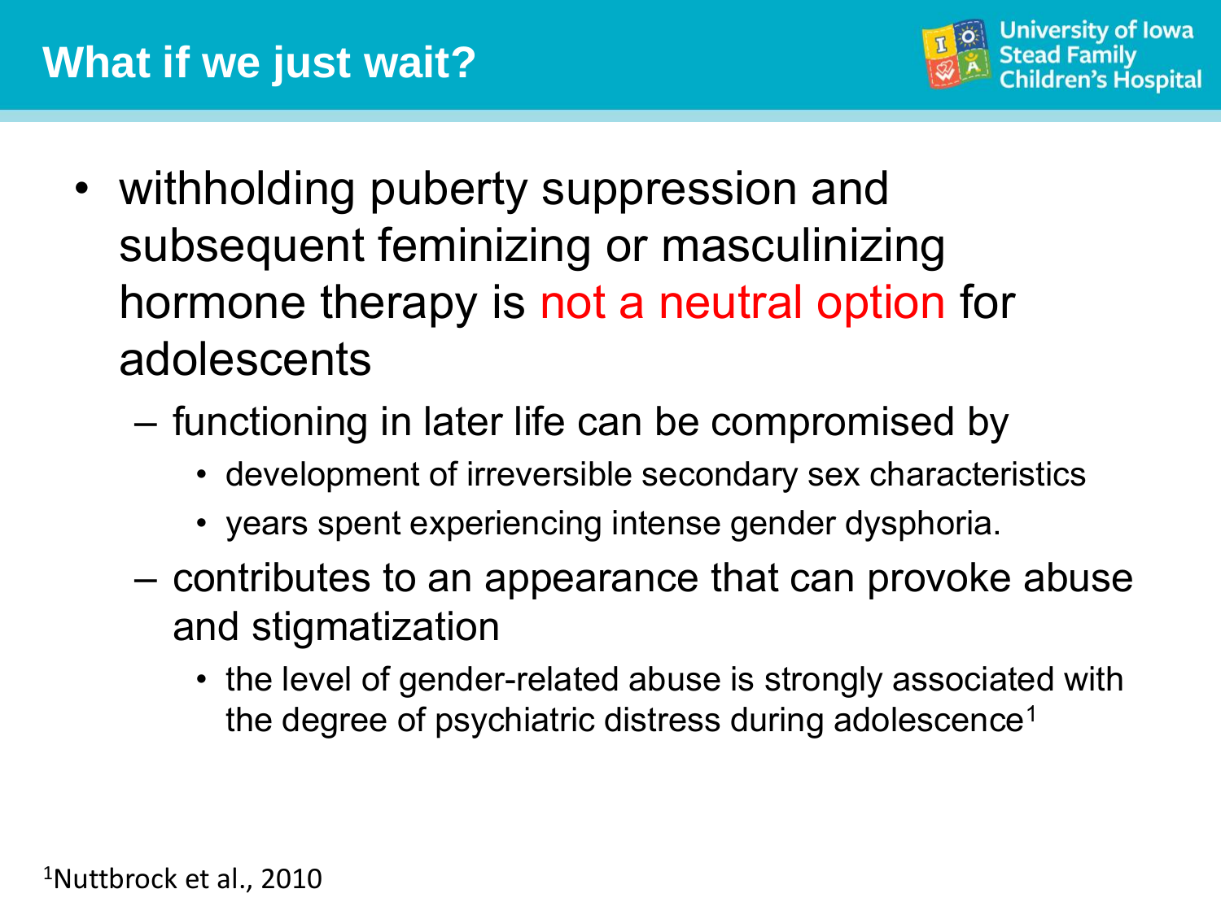# What if we just wait?

- withholding puberty suppression and subsequent feminizing or masculinizing hormone therapy is not a neutral option for adolescents
  - functioning in later life can be compromised by
    - development of irreversible secondary sex characteristics
    - years spent experiencing intense gender dysphoria.
  - contributes to an appearance that can provoke abuse and stigmatization
    - the level of gender-related abuse is strongly associated with the degree of psychiatric distress during adolescence[1]

[1]Nuttbrock et al., 2010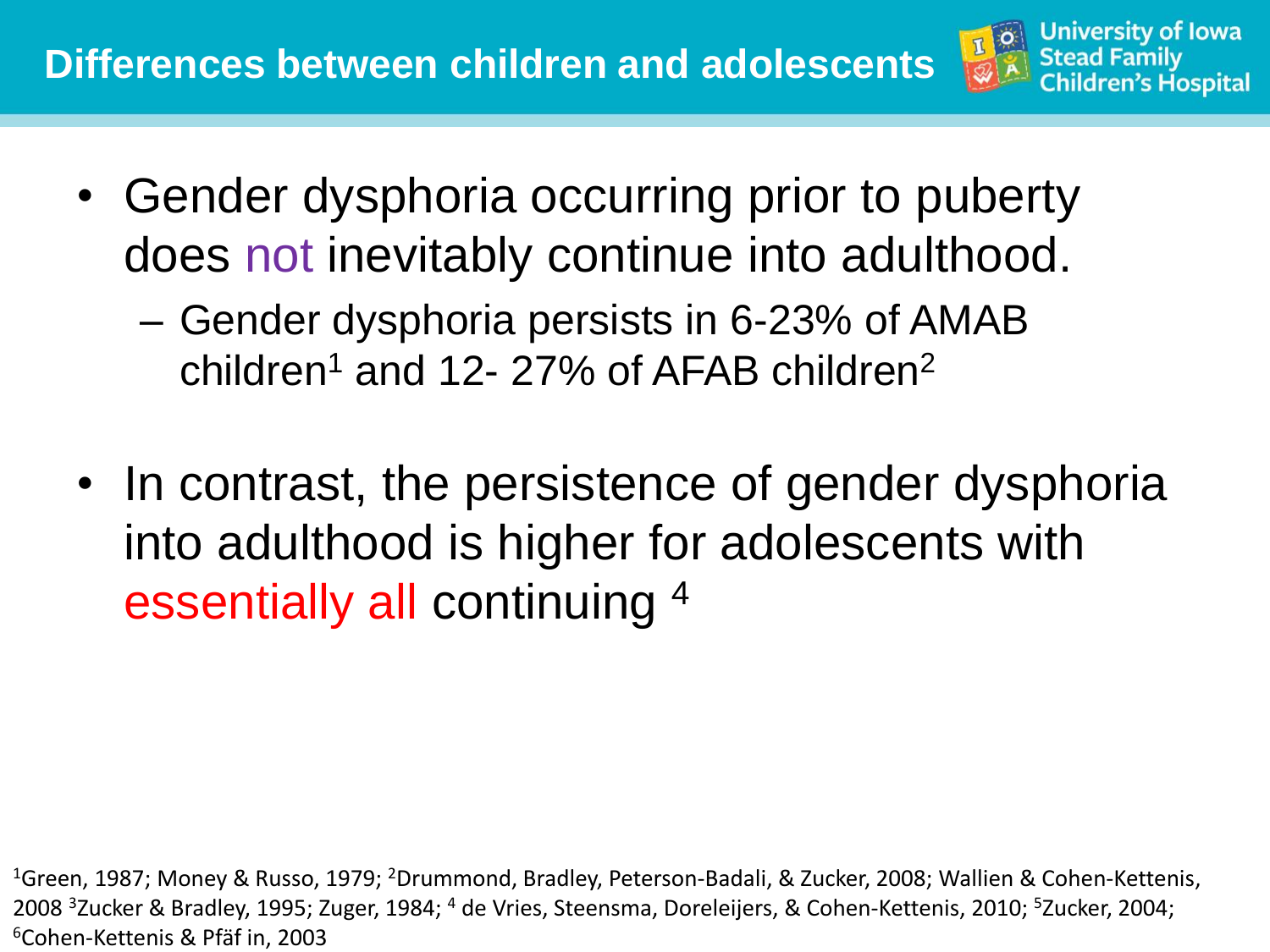## Differences between children and adolescents

- Gender dysphoria occurring prior to puberty does not inevitably continue into adulthood.
  - Gender dysphoria persists in 6-23% of AMAB children[1] and 12- 27% of AFAB children[2]
- In contrast, the persistence of gender dysphoria into adulthood is higher for adolescents with essentially all continuing [4]

[1]Green, 1987; Money & Russo, 1979; [2]Drummond, Bradley, Peterson-Badali, & Zucker, 2008; Wallien & Cohen-Kettenis, 2008 [3]Zucker & Bradley, 1995; Zuger, 1984; [4] de Vries, Steensma, Doreleijers, & Cohen-Kettenis, 2010; [5]Zucker, 2004; [6]Cohen-Kettenis & Pfäf in, 2003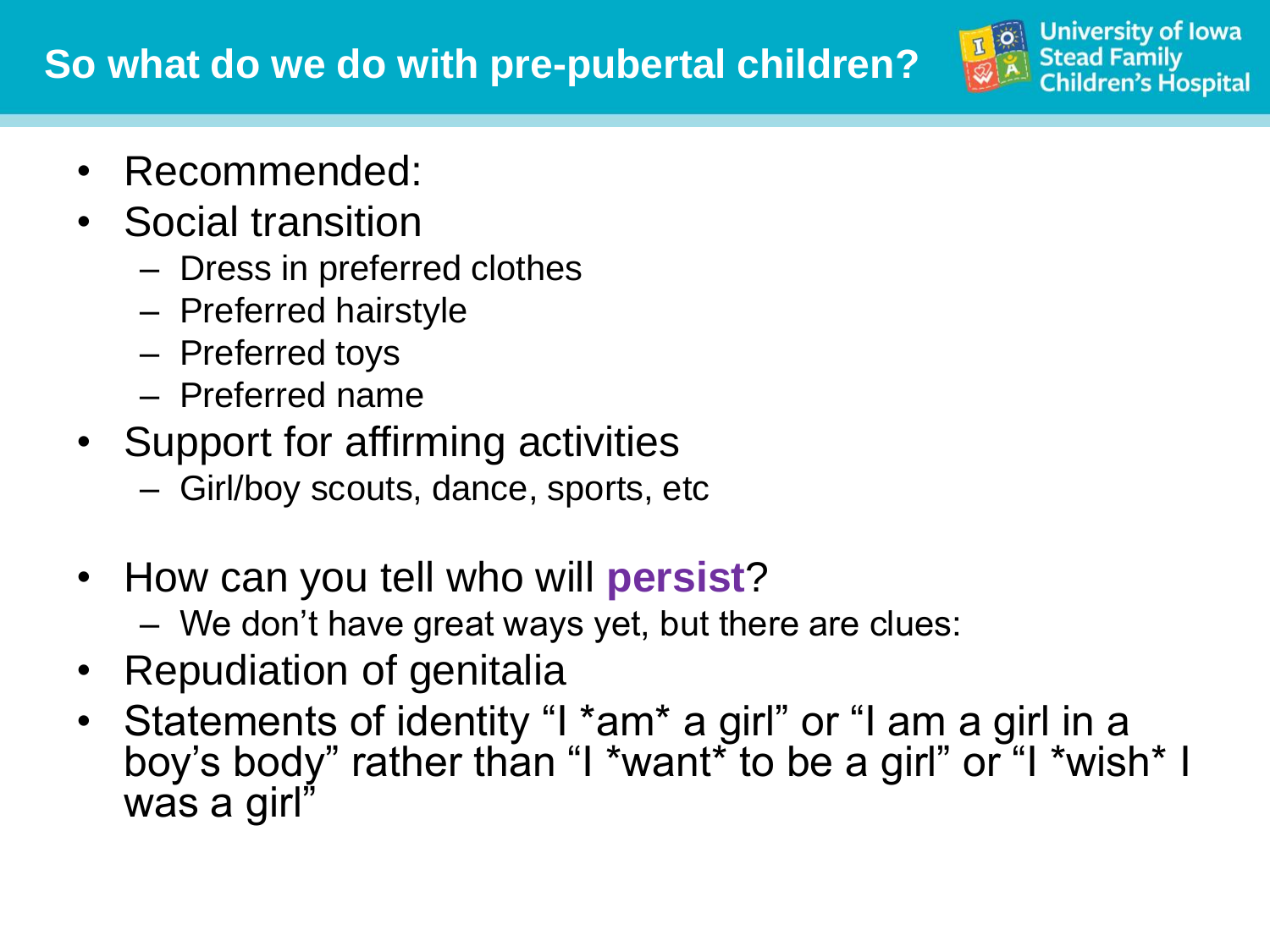# So what do we do with pre-pubertal children?

- Recommended:
- Social transition
  - Dress in preferred clothes
  - Preferred hairstyle
  - Preferred toys
  - Preferred name
- Support for affirming activities
  - Girl/boy scouts, dance, sports, etc

- How can you tell who will **persist**?
  - We don't have great ways yet, but there are clues:
- Repudiation of genitalia
- Statements of identity "I *am* a girl" or "I am a girl in a boy's body" rather than "I *want* to be a girl" or "I *wish* I was a girl"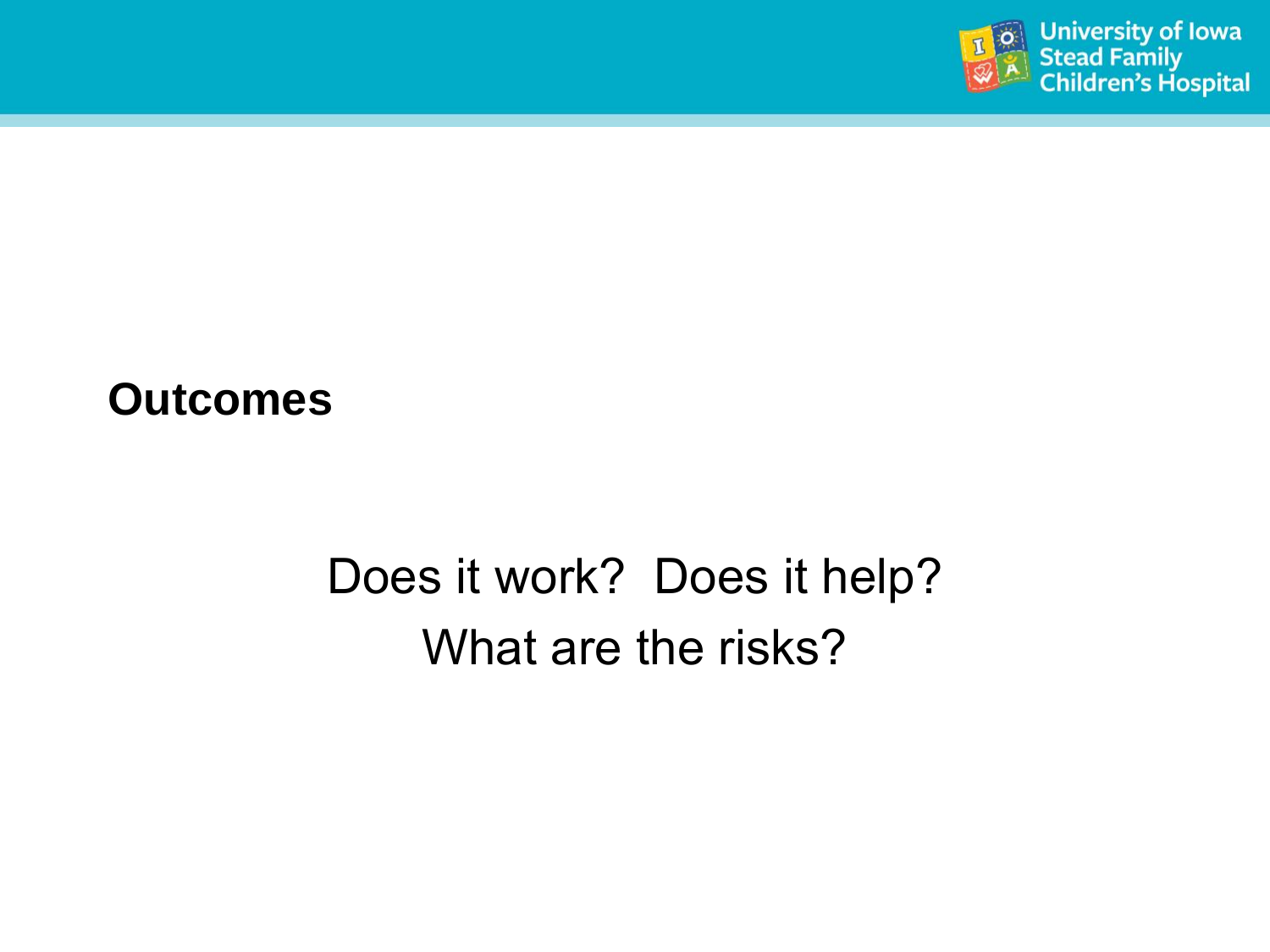## Outcomes

Does it work? Does it help?

What are the risks?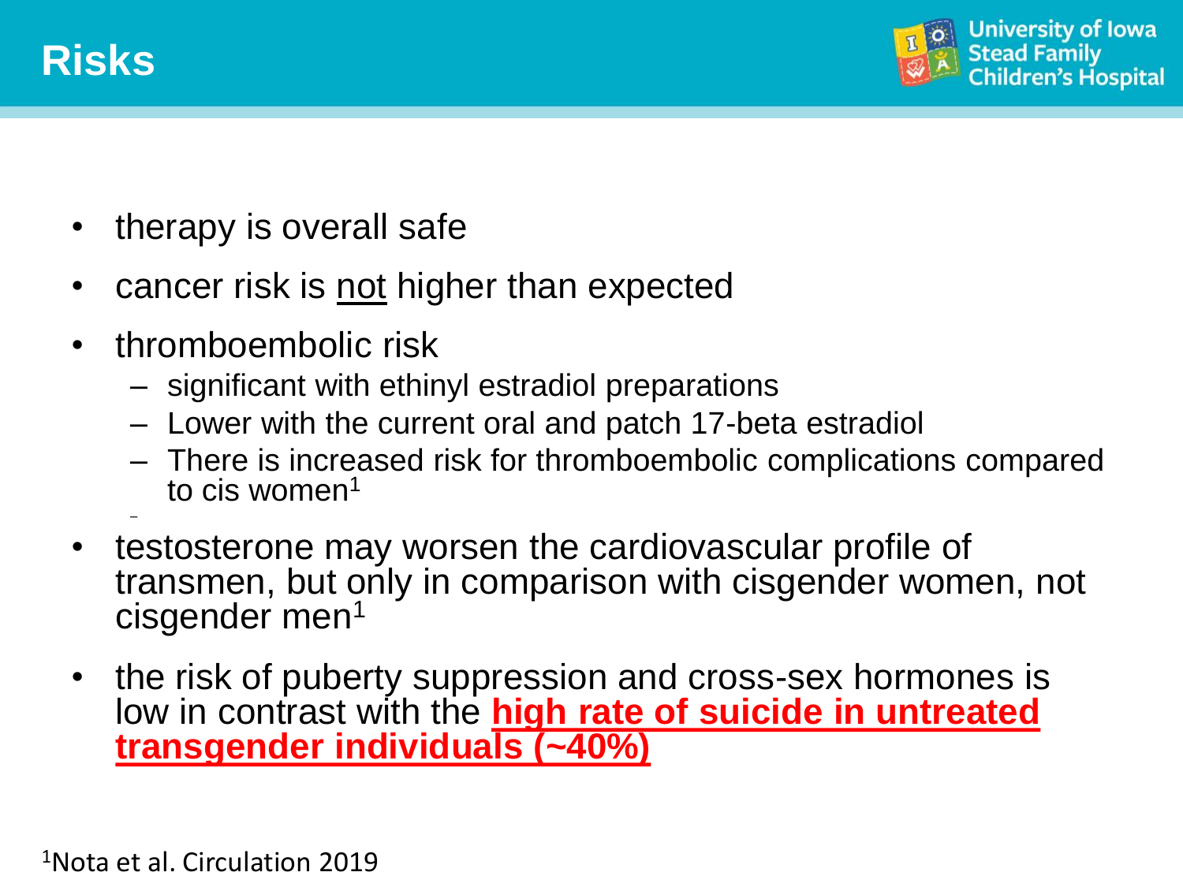# Risks

- therapy is overall safe
- cancer risk is not higher than expected
- thromboembolic risk
  - significant with ethinyl estradiol preparations
  - Lower with the current oral and patch 17-beta estradiol
  - There is increased risk for thromboembolic complications compared to cis women[1]
- testosterone may worsen the cardiovascular profile of transmen, but only in comparison with cisgender women, not cisgender men[1]
- the risk of puberty suppression and cross-sex hormones is low in contrast with the **high rate of suicide in untreated transgender individuals (~40%)**

[1]Nota et al. Circulation 2019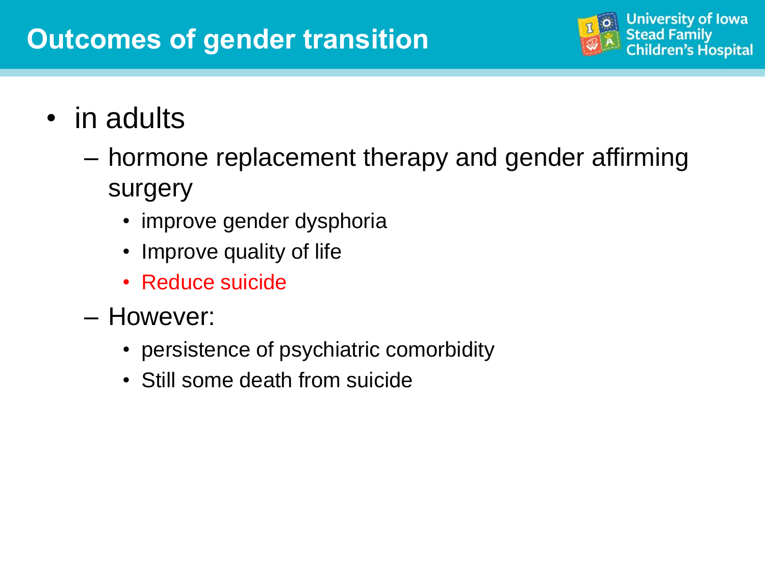# Outcomes of gender transition

- in adults
  - hormone replacement therapy and gender affirming surgery
    - improve gender dysphoria
    - Improve quality of life
    - Reduce suicide
  - However:
    - persistence of psychiatric comorbidity
    - Still some death from suicide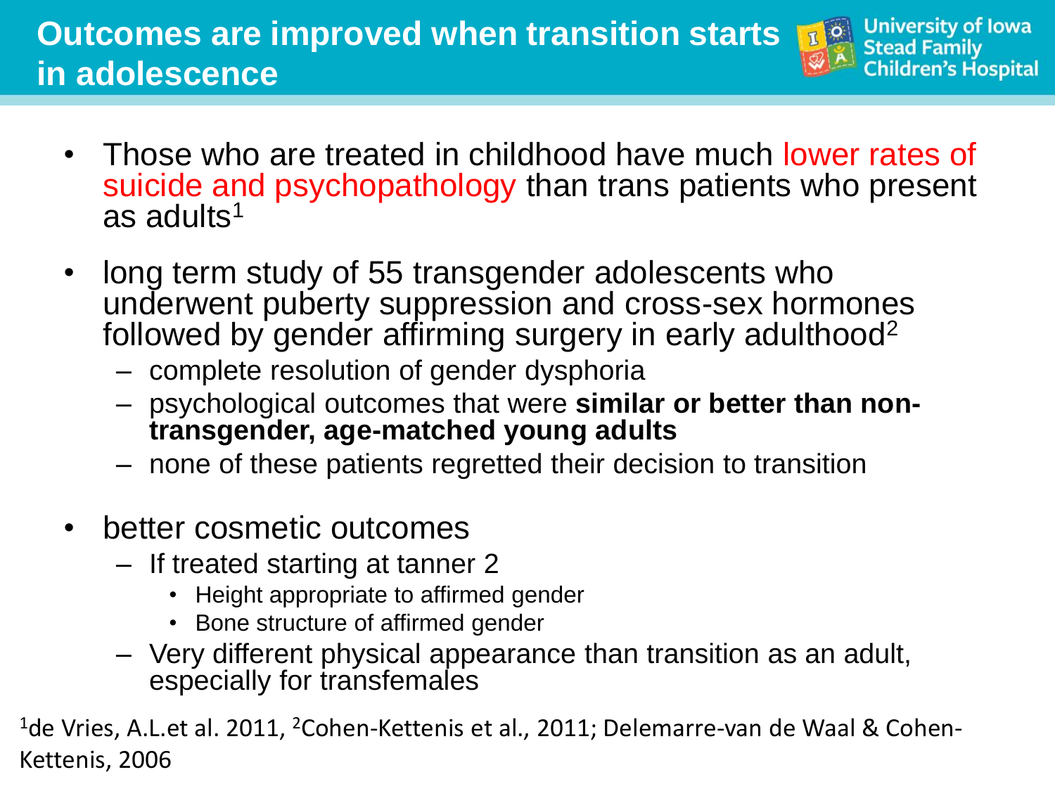# Outcomes are improved when transition starts in adolescence

- Those who are treated in childhood have much lower rates of suicide and psychopathology than trans patients who present as adults[1]
- long term study of 55 transgender adolescents who underwent puberty suppression and cross-sex hormones followed by gender affirming surgery in early adulthood[2]
  - complete resolution of gender dysphoria
  - psychological outcomes that were **similar or better than non-transgender, age-matched young adults**
  - none of these patients regretted their decision to transition
- better cosmetic outcomes
  - If treated starting at tanner 2
    - Height appropriate to affirmed gender
    - Bone structure of affirmed gender
  - Very different physical appearance than transition as an adult, especially for transfemales

[1]de Vries, A.L.et al. 2011, [2]Cohen-Kettenis et al., 2011; Delemarre-van de Waal & Cohen-Kettenis, 2006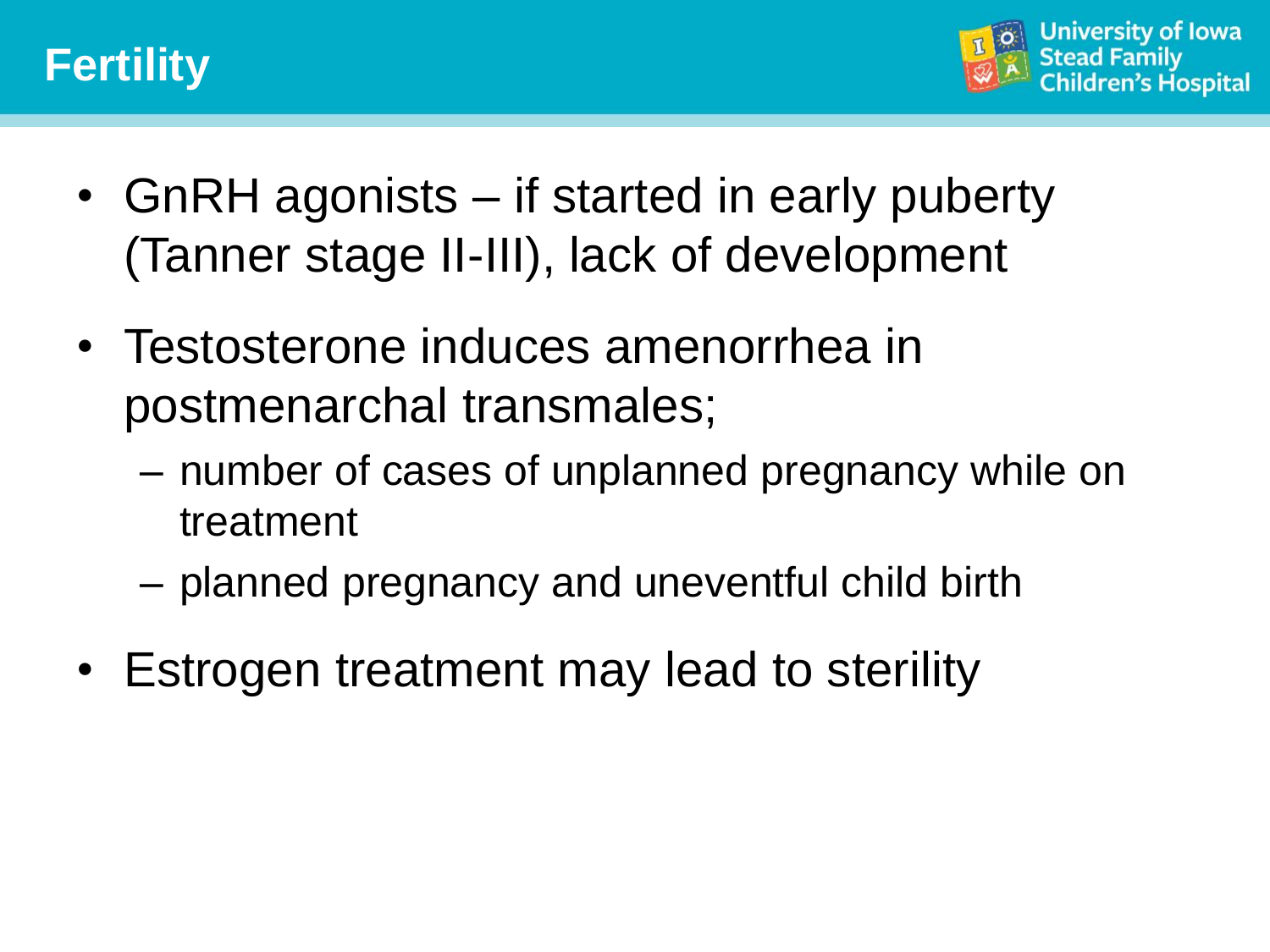# Fertility

- GnRH agonists – if started in early puberty (Tanner stage II-III), lack of development
- Testosterone induces amenorrhea in postmenarchal transmales;
  - number of cases of unplanned pregnancy while on treatment
  - planned pregnancy and uneventful child birth
- Estrogen treatment may lead to sterility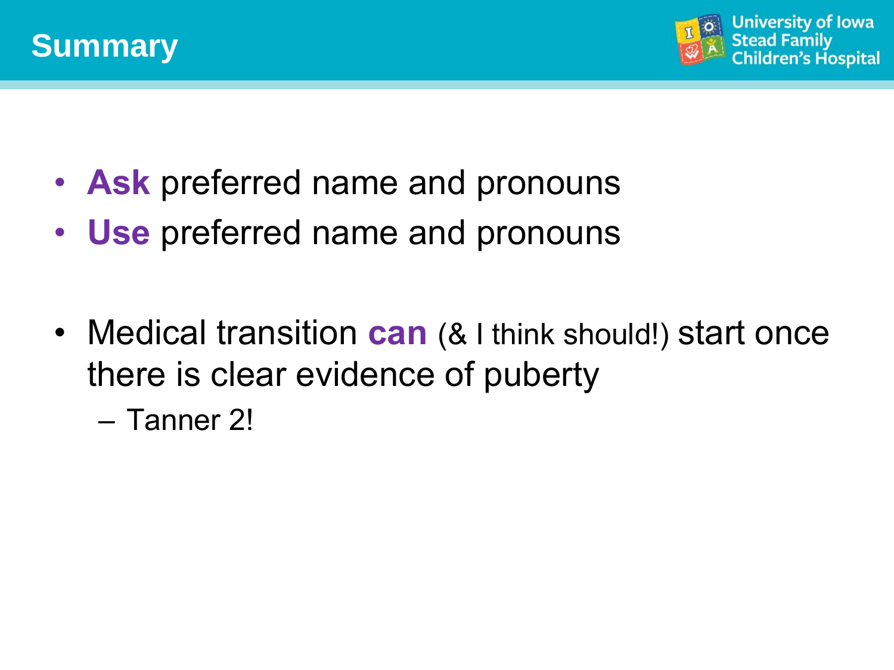# Summary

- **Ask** preferred name and pronouns
- **Use** preferred name and pronouns

- Medical transition **can** (& I think should!) start once there is clear evidence of puberty
  - Tanner 2!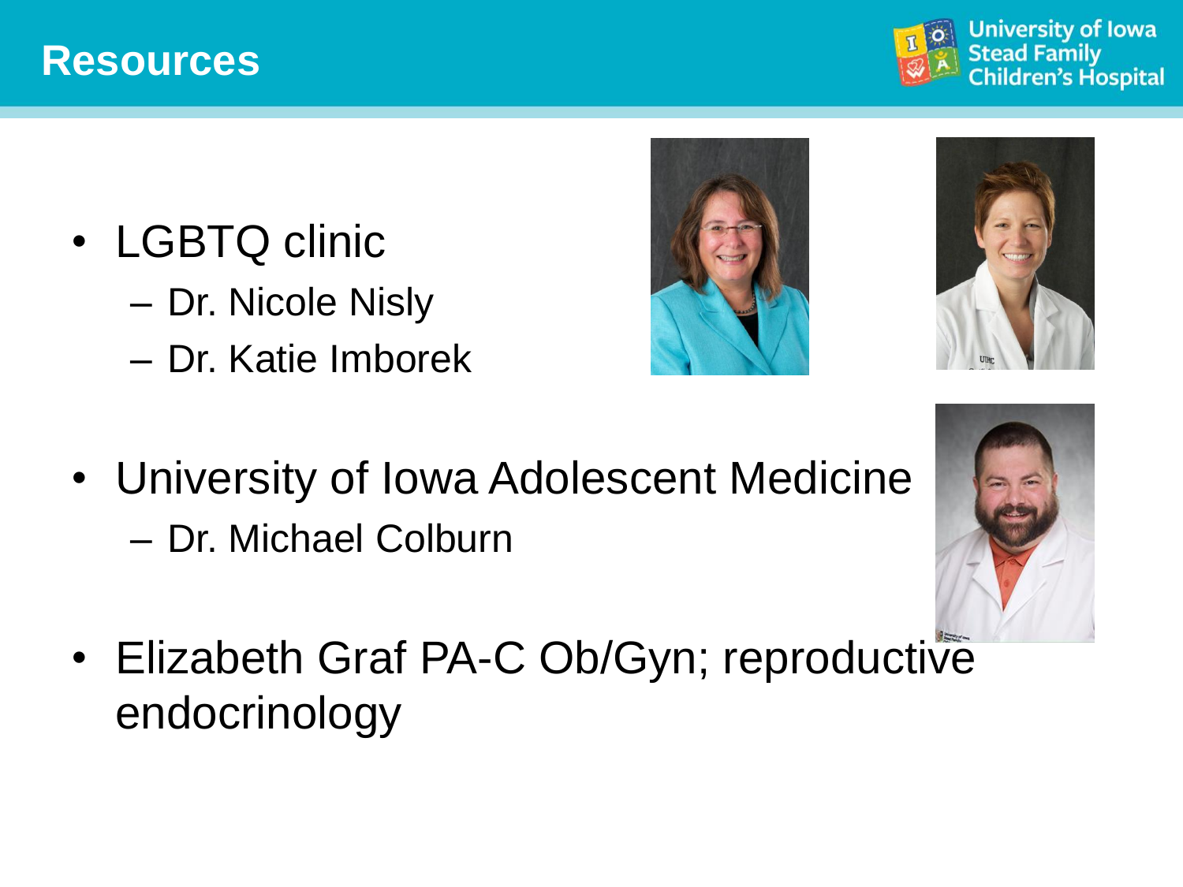# Resources

- LGBTQ clinic
  - Dr. Nicole Nisly
  - Dr. Katie Imborek
- University of Iowa Adolescent Medicine
  - Dr. Michael Colburn
- Elizabeth Graf PA-C Ob/Gyn; reproductive endocrinology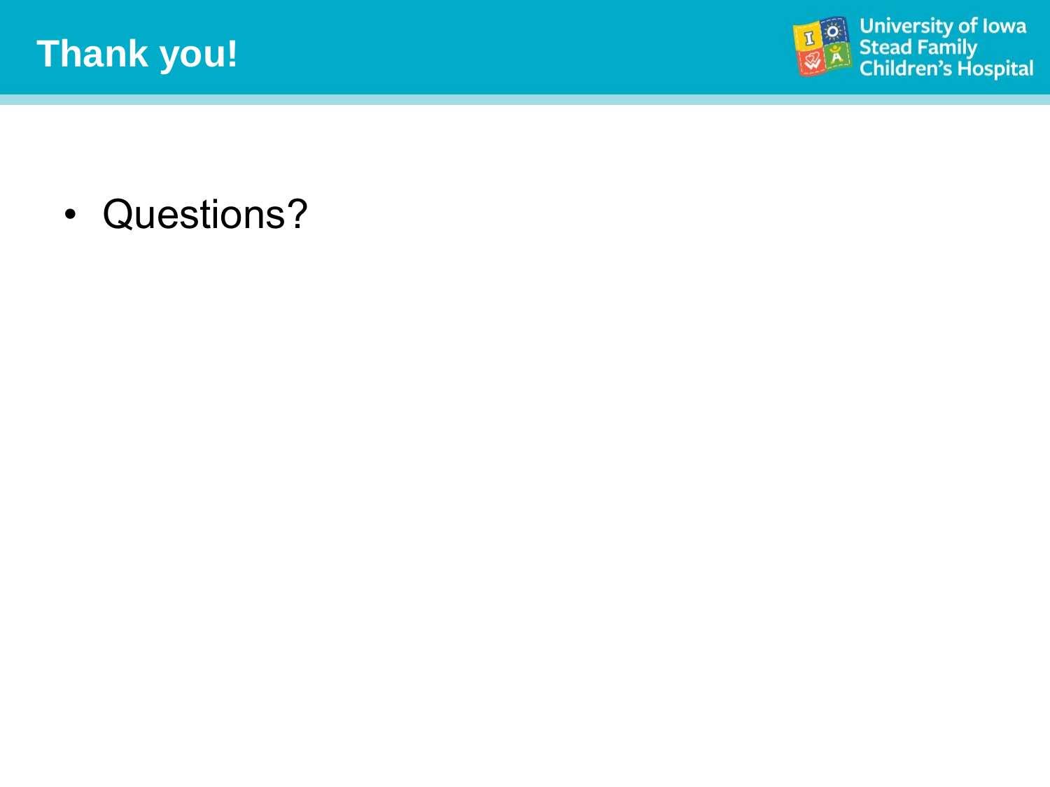# Thank you!

- Questions?